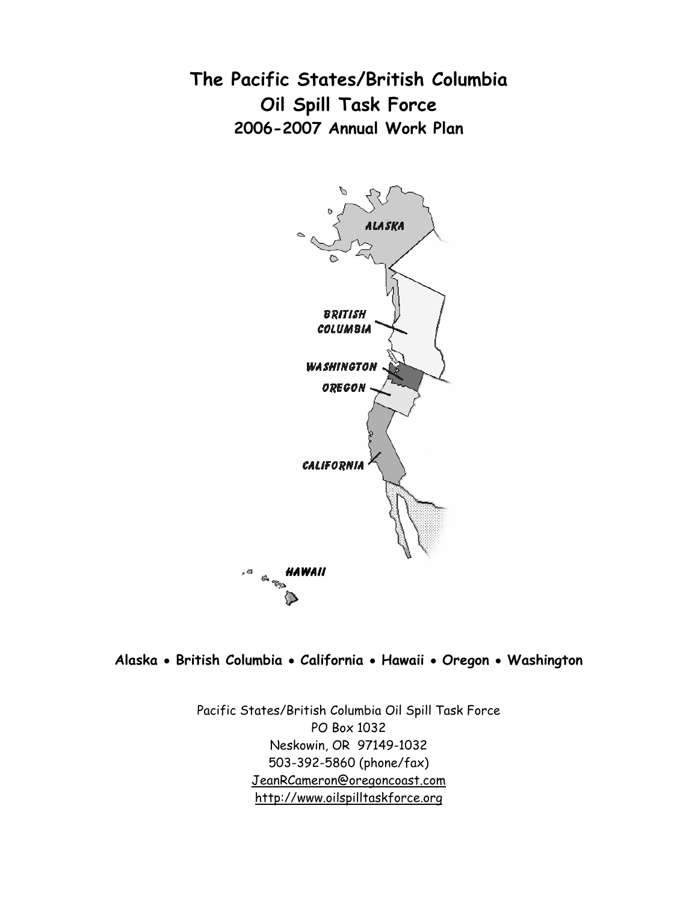# The Pacific States/British Columbia Oil Spill Task Force

## 2006-2007 Annual Work Plan

**Alaska • British Columbia • California • Hawaii • Oregon • Washington**

Pacific States/British Columbia Oil Spill Task Force
PO Box 1032
Neskowin, OR 97149-1032
503-392-5860 (phone/fax)
JeanRCameron@oregoncoast.com
http://www.oilspilltaskforce.org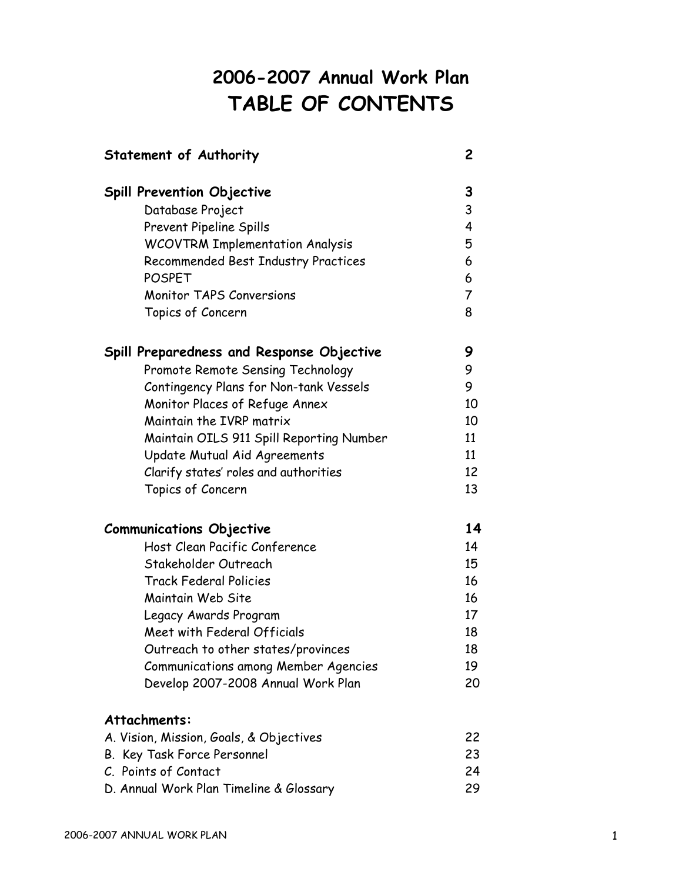# 2006-2007 Annual Work Plan
# TABLE OF CONTENTS

| | |
|---|---|
| **Statement of Authority** | **2** |
| | |
| **Spill Prevention Objective** | **3** |
| Database Project | 3 |
| Prevent Pipeline Spills | 4 |
| WCOVTRM Implementation Analysis | 5 |
| Recommended Best Industry Practices | 6 |
| POSPET | 6 |
| Monitor TAPS Conversions | 7 |
| Topics of Concern | 8 |
| | |
| **Spill Preparedness and Response Objective** | **9** |
| Promote Remote Sensing Technology | 9 |
| Contingency Plans for Non-tank Vessels | 9 |
| Monitor Places of Refuge Annex | 10 |
| Maintain the IVRP matrix | 10 |
| Maintain OILS 911 Spill Reporting Number | 11 |
| Update Mutual Aid Agreements | 11 |
| Clarify states' roles and authorities | 12 |
| Topics of Concern | 13 |
| | |
| **Communications Objective** | **14** |
| Host Clean Pacific Conference | 14 |
| Stakeholder Outreach | 15 |
| Track Federal Policies | 16 |
| Maintain Web Site | 16 |
| Legacy Awards Program | 17 |
| Meet with Federal Officials | 18 |
| Outreach to other states/provinces | 18 |
| Communications among Member Agencies | 19 |
| Develop 2007-2008 Annual Work Plan | 20 |
| | |
| **Attachments:** | |
| A. Vision, Mission, Goals, & Objectives | 22 |
| B. Key Task Force Personnel | 23 |
| C. Points of Contact | 24 |
| D. Annual Work Plan Timeline & Glossary | 29 |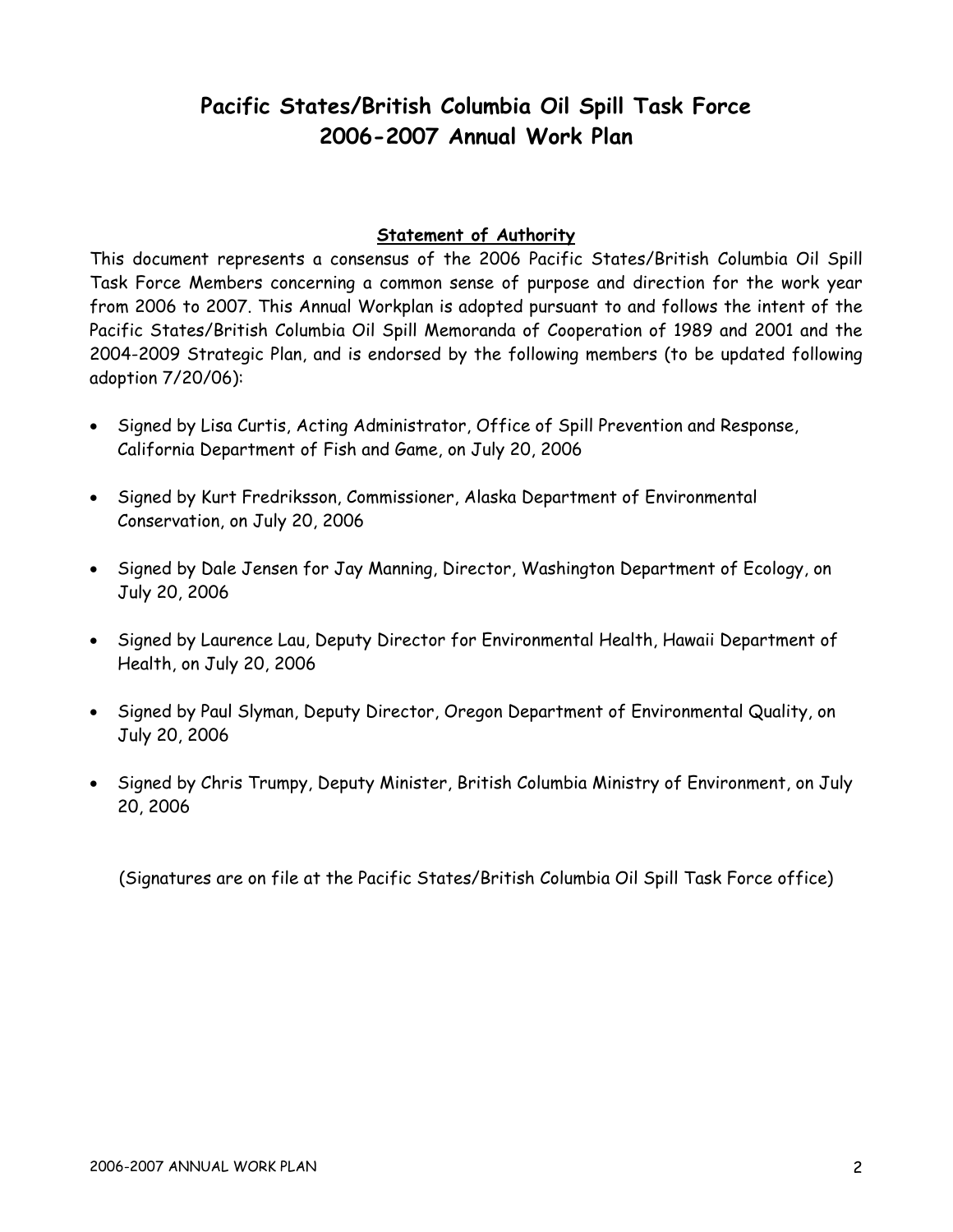# Pacific States/British Columbia Oil Spill Task Force
# 2006-2007 Annual Work Plan

**Statement of Authority**

This document represents a consensus of the 2006 Pacific States/British Columbia Oil Spill Task Force Members concerning a common sense of purpose and direction for the work year from 2006 to 2007. This Annual Workplan is adopted pursuant to and follows the intent of the Pacific States/British Columbia Oil Spill Memoranda of Cooperation of 1989 and 2001 and the 2004-2009 Strategic Plan, and is endorsed by the following members (to be updated following adoption 7/20/06):

- Signed by Lisa Curtis, Acting Administrator, Office of Spill Prevention and Response, California Department of Fish and Game, on July 20, 2006
- Signed by Kurt Fredriksson, Commissioner, Alaska Department of Environmental Conservation, on July 20, 2006
- Signed by Dale Jensen for Jay Manning, Director, Washington Department of Ecology, on July 20, 2006
- Signed by Laurence Lau, Deputy Director for Environmental Health, Hawaii Department of Health, on July 20, 2006
- Signed by Paul Slyman, Deputy Director, Oregon Department of Environmental Quality, on July 20, 2006
- Signed by Chris Trumpy, Deputy Minister, British Columbia Ministry of Environment, on July 20, 2006

(Signatures are on file at the Pacific States/British Columbia Oil Spill Task Force office)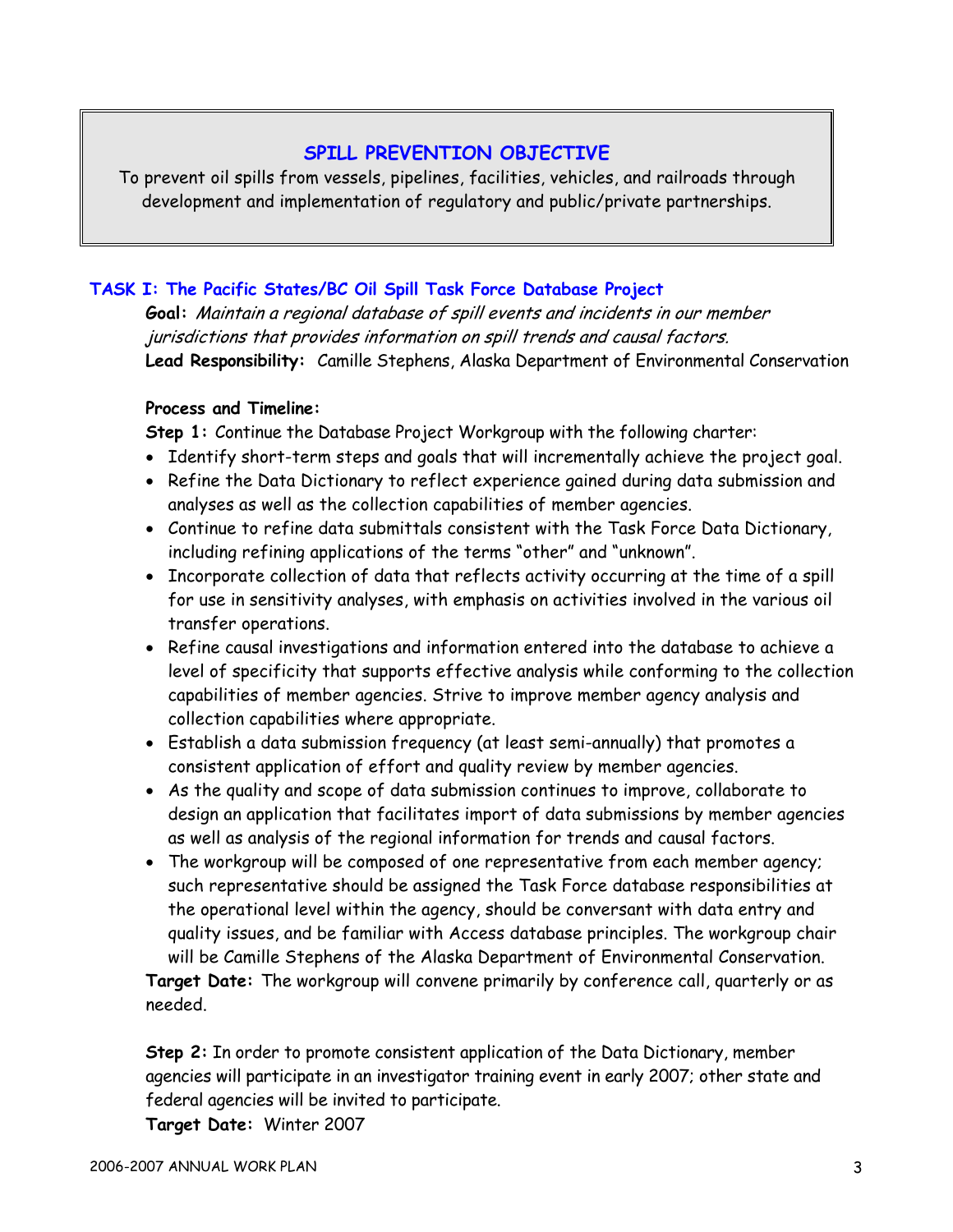## SPILL PREVENTION OBJECTIVE

To prevent oil spills from vessels, pipelines, facilities, vehicles, and railroads through development and implementation of regulatory and public/private partnerships.

### TASK I: The Pacific States/BC Oil Spill Task Force Database Project

**Goal:** *Maintain a regional database of spill events and incidents in our member jurisdictions that provides information on spill trends and causal factors.*

**Lead Responsibility:** Camille Stephens, Alaska Department of Environmental Conservation

**Process and Timeline:**

**Step 1:** Continue the Database Project Workgroup with the following charter:

- Identify short-term steps and goals that will incrementally achieve the project goal.
- Refine the Data Dictionary to reflect experience gained during data submission and analyses as well as the collection capabilities of member agencies.
- Continue to refine data submittals consistent with the Task Force Data Dictionary, including refining applications of the terms "other" and "unknown".
- Incorporate collection of data that reflects activity occurring at the time of a spill for use in sensitivity analyses, with emphasis on activities involved in the various oil transfer operations.
- Refine causal investigations and information entered into the database to achieve a level of specificity that supports effective analysis while conforming to the collection capabilities of member agencies. Strive to improve member agency analysis and collection capabilities where appropriate.
- Establish a data submission frequency (at least semi-annually) that promotes a consistent application of effort and quality review by member agencies.
- As the quality and scope of data submission continues to improve, collaborate to design an application that facilitates import of data submissions by member agencies as well as analysis of the regional information for trends and causal factors.
- The workgroup will be composed of one representative from each member agency; such representative should be assigned the Task Force database responsibilities at the operational level within the agency, should be conversant with data entry and quality issues, and be familiar with Access database principles. The workgroup chair will be Camille Stephens of the Alaska Department of Environmental Conservation.

**Target Date:** The workgroup will convene primarily by conference call, quarterly or as needed.

**Step 2:** In order to promote consistent application of the Data Dictionary, member agencies will participate in an investigator training event in early 2007; other state and federal agencies will be invited to participate.

**Target Date:** Winter 2007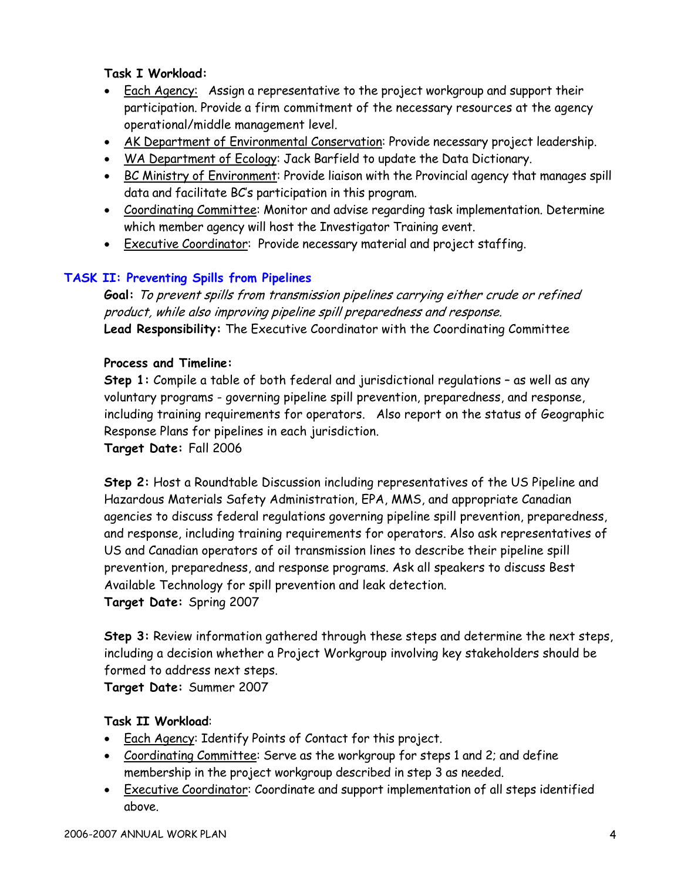**Task I Workload:**

- Each Agency: Assign a representative to the project workgroup and support their participation. Provide a firm commitment of the necessary resources at the agency operational/middle management level.
- AK Department of Environmental Conservation: Provide necessary project leadership.
- WA Department of Ecology: Jack Barfield to update the Data Dictionary.
- BC Ministry of Environment: Provide liaison with the Provincial agency that manages spill data and facilitate BC's participation in this program.
- Coordinating Committee: Monitor and advise regarding task implementation. Determine which member agency will host the Investigator Training event.
- Executive Coordinator: Provide necessary material and project staffing.

## TASK II: Preventing Spills from Pipelines

**Goal:** *To prevent spills from transmission pipelines carrying either crude or refined product, while also improving pipeline spill preparedness and response.*
**Lead Responsibility:** The Executive Coordinator with the Coordinating Committee

**Process and Timeline:**

**Step 1:** Compile a table of both federal and jurisdictional regulations – as well as any voluntary programs - governing pipeline spill prevention, preparedness, and response, including training requirements for operators. Also report on the status of Geographic Response Plans for pipelines in each jurisdiction.
**Target Date:** Fall 2006

**Step 2:** Host a Roundtable Discussion including representatives of the US Pipeline and Hazardous Materials Safety Administration, EPA, MMS, and appropriate Canadian agencies to discuss federal regulations governing pipeline spill prevention, preparedness, and response, including training requirements for operators. Also ask representatives of US and Canadian operators of oil transmission lines to describe their pipeline spill prevention, preparedness, and response programs. Ask all speakers to discuss Best Available Technology for spill prevention and leak detection.
**Target Date:** Spring 2007

**Step 3:** Review information gathered through these steps and determine the next steps, including a decision whether a Project Workgroup involving key stakeholders should be formed to address next steps.
**Target Date:** Summer 2007

**Task II Workload**:

- Each Agency: Identify Points of Contact for this project.
- Coordinating Committee: Serve as the workgroup for steps 1 and 2; and define membership in the project workgroup described in step 3 as needed.
- Executive Coordinator: Coordinate and support implementation of all steps identified above.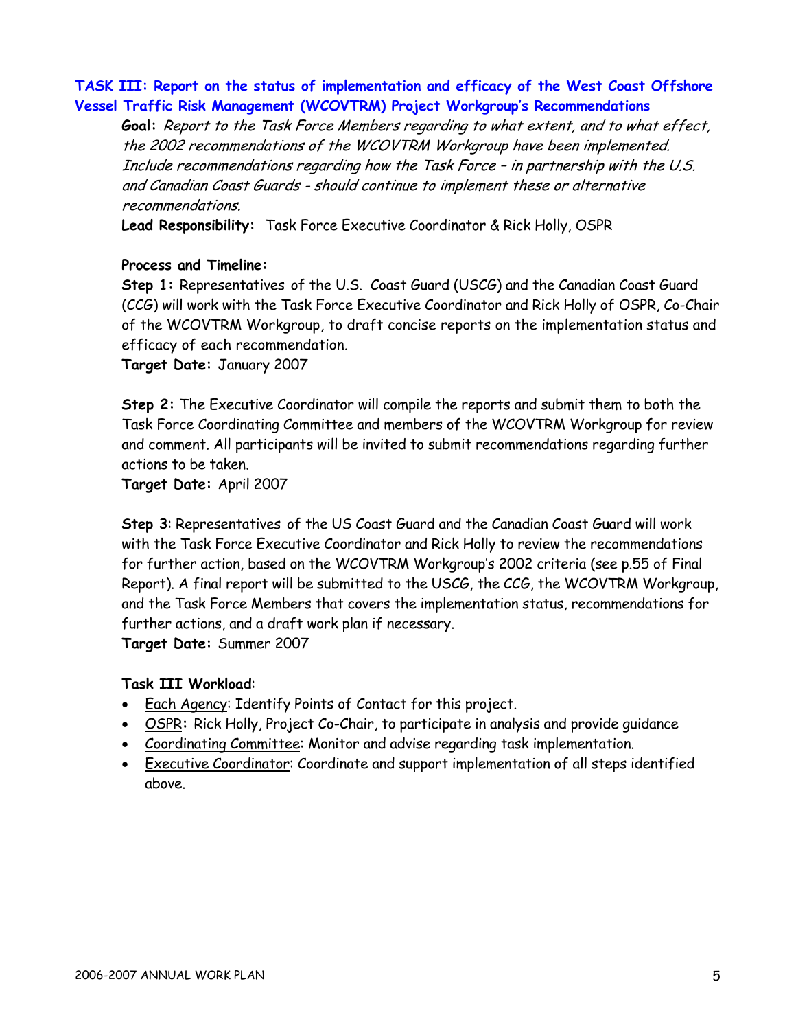## TASK III: Report on the status of implementation and efficacy of the West Coast Offshore Vessel Traffic Risk Management (WCOVTRM) Project Workgroup's Recommendations

**Goal:** *Report to the Task Force Members regarding to what extent, and to what effect, the 2002 recommendations of the WCOVTRM Workgroup have been implemented. Include recommendations regarding how the Task Force – in partnership with the U.S. and Canadian Coast Guards - should continue to implement these or alternative recommendations.*

**Lead Responsibility:** Task Force Executive Coordinator & Rick Holly, OSPR

**Process and Timeline:**

**Step 1:** Representatives of the U.S. Coast Guard (USCG) and the Canadian Coast Guard (CCG) will work with the Task Force Executive Coordinator and Rick Holly of OSPR, Co-Chair of the WCOVTRM Workgroup, to draft concise reports on the implementation status and efficacy of each recommendation.

**Target Date:** January 2007

**Step 2:** The Executive Coordinator will compile the reports and submit them to both the Task Force Coordinating Committee and members of the WCOVTRM Workgroup for review and comment. All participants will be invited to submit recommendations regarding further actions to be taken.

**Target Date:** April 2007

**Step 3**: Representatives of the US Coast Guard and the Canadian Coast Guard will work with the Task Force Executive Coordinator and Rick Holly to review the recommendations for further action, based on the WCOVTRM Workgroup's 2002 criteria (see p.55 of Final Report). A final report will be submitted to the USCG, the CCG, the WCOVTRM Workgroup, and the Task Force Members that covers the implementation status, recommendations for further actions, and a draft work plan if necessary.

**Target Date:** Summer 2007

**Task III Workload**:

- Each Agency: Identify Points of Contact for this project.
- OSPR**:** Rick Holly, Project Co-Chair, to participate in analysis and provide guidance
- Coordinating Committee: Monitor and advise regarding task implementation.
- Executive Coordinator: Coordinate and support implementation of all steps identified above.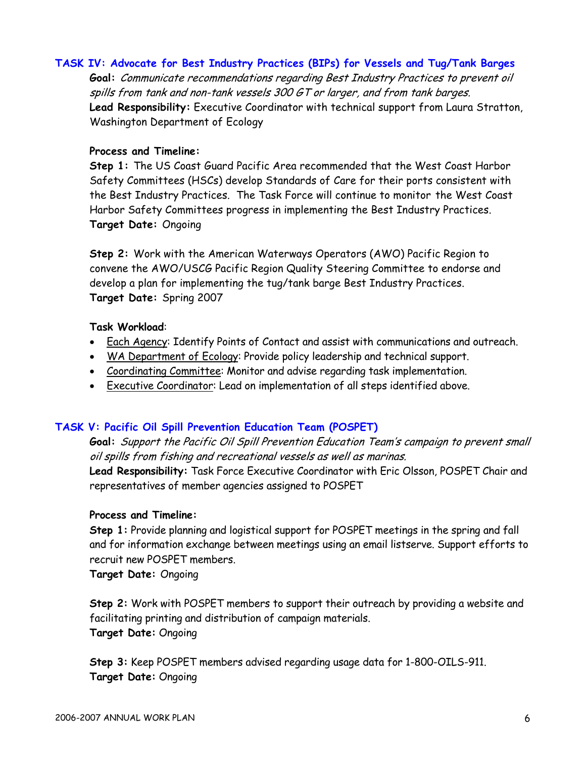## TASK IV: Advocate for Best Industry Practices (BIPs) for Vessels and Tug/Tank Barges

**Goal:** *Communicate recommendations regarding Best Industry Practices to prevent oil spills from tank and non-tank vessels 300 GT or larger, and from tank barges.*

**Lead Responsibility:** Executive Coordinator with technical support from Laura Stratton, Washington Department of Ecology

**Process and Timeline:**

**Step 1:** The US Coast Guard Pacific Area recommended that the West Coast Harbor Safety Committees (HSCs) develop Standards of Care for their ports consistent with the Best Industry Practices. The Task Force will continue to monitor the West Coast Harbor Safety Committees progress in implementing the Best Industry Practices.
**Target Date:** Ongoing

**Step 2:** Work with the American Waterways Operators (AWO) Pacific Region to convene the AWO/USCG Pacific Region Quality Steering Committee to endorse and develop a plan for implementing the tug/tank barge Best Industry Practices.
**Target Date:** Spring 2007

**Task Workload**:

- Each Agency: Identify Points of Contact and assist with communications and outreach.
- WA Department of Ecology: Provide policy leadership and technical support.
- Coordinating Committee: Monitor and advise regarding task implementation.
- Executive Coordinator: Lead on implementation of all steps identified above.

## TASK V: Pacific Oil Spill Prevention Education Team (POSPET)

**Goal:** *Support the Pacific Oil Spill Prevention Education Team's campaign to prevent small oil spills from fishing and recreational vessels as well as marinas.*

**Lead Responsibility:** Task Force Executive Coordinator with Eric Olsson, POSPET Chair and representatives of member agencies assigned to POSPET

**Process and Timeline:**

**Step 1:** Provide planning and logistical support for POSPET meetings in the spring and fall and for information exchange between meetings using an email listserve. Support efforts to recruit new POSPET members.
**Target Date:** Ongoing

**Step 2:** Work with POSPET members to support their outreach by providing a website and facilitating printing and distribution of campaign materials.
**Target Date:** Ongoing

**Step 3:** Keep POSPET members advised regarding usage data for 1-800-OILS-911.
**Target Date:** Ongoing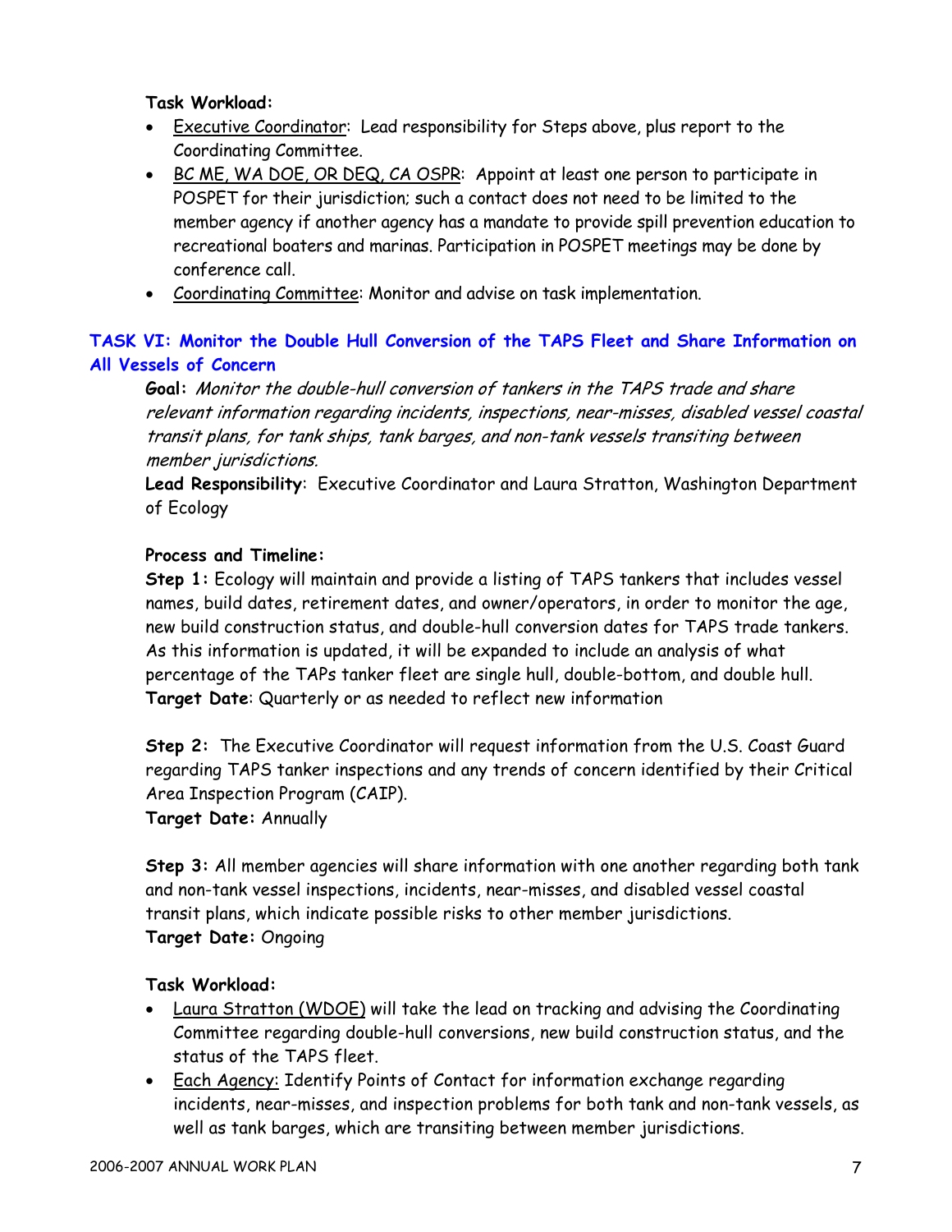**Task Workload:**

- Executive Coordinator: Lead responsibility for Steps above, plus report to the Coordinating Committee.
- BC ME, WA DOE, OR DEQ, CA OSPR: Appoint at least one person to participate in POSPET for their jurisdiction; such a contact does not need to be limited to the member agency if another agency has a mandate to provide spill prevention education to recreational boaters and marinas. Participation in POSPET meetings may be done by conference call.
- Coordinating Committee: Monitor and advise on task implementation.

## TASK VI: Monitor the Double Hull Conversion of the TAPS Fleet and Share Information on All Vessels of Concern

**Goal:** *Monitor the double-hull conversion of tankers in the TAPS trade and share relevant information regarding incidents, inspections, near-misses, disabled vessel coastal transit plans, for tank ships, tank barges, and non-tank vessels transiting between member jurisdictions.*

**Lead Responsibility**: Executive Coordinator and Laura Stratton, Washington Department of Ecology

**Process and Timeline:**

**Step 1:** Ecology will maintain and provide a listing of TAPS tankers that includes vessel names, build dates, retirement dates, and owner/operators, in order to monitor the age, new build construction status, and double-hull conversion dates for TAPS trade tankers. As this information is updated, it will be expanded to include an analysis of what percentage of the TAPs tanker fleet are single hull, double-bottom, and double hull.
**Target Date**: Quarterly or as needed to reflect new information

**Step 2:** The Executive Coordinator will request information from the U.S. Coast Guard regarding TAPS tanker inspections and any trends of concern identified by their Critical Area Inspection Program (CAIP).
**Target Date:** Annually

**Step 3:** All member agencies will share information with one another regarding both tank and non-tank vessel inspections, incidents, near-misses, and disabled vessel coastal transit plans, which indicate possible risks to other member jurisdictions.
**Target Date:** Ongoing

**Task Workload:**

- Laura Stratton (WDOE) will take the lead on tracking and advising the Coordinating Committee regarding double-hull conversions, new build construction status, and the status of the TAPS fleet.
- Each Agency: Identify Points of Contact for information exchange regarding incidents, near-misses, and inspection problems for both tank and non-tank vessels, as well as tank barges, which are transiting between member jurisdictions.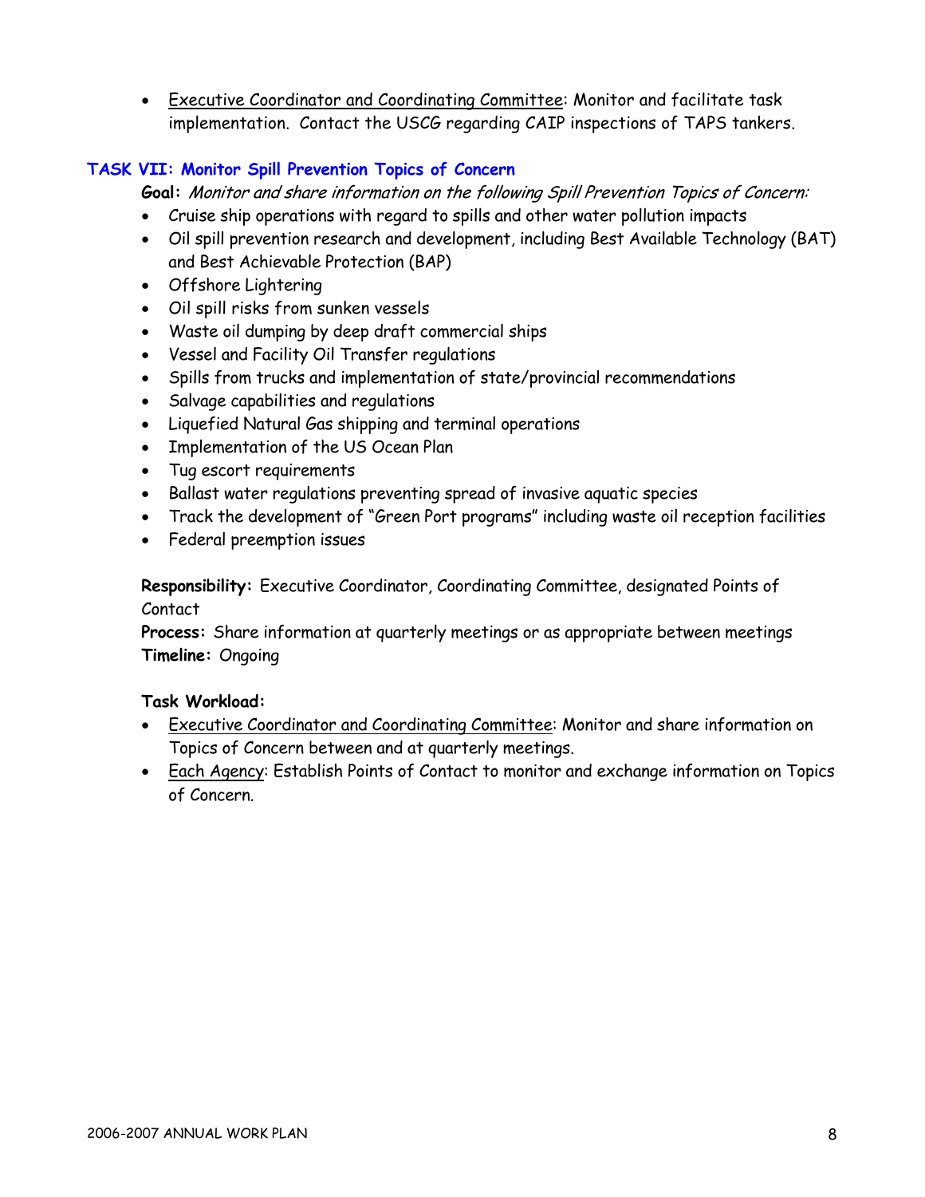- Executive Coordinator and Coordinating Committee: Monitor and facilitate task implementation. Contact the USCG regarding CAIP inspections of TAPS tankers.

### TASK VII: Monitor Spill Prevention Topics of Concern

**Goal:** *Monitor and share information on the following Spill Prevention Topics of Concern:*

- Cruise ship operations with regard to spills and other water pollution impacts
- Oil spill prevention research and development, including Best Available Technology (BAT) and Best Achievable Protection (BAP)
- Offshore Lightering
- Oil spill risks from sunken vessels
- Waste oil dumping by deep draft commercial ships
- Vessel and Facility Oil Transfer regulations
- Spills from trucks and implementation of state/provincial recommendations
- Salvage capabilities and regulations
- Liquefied Natural Gas shipping and terminal operations
- Implementation of the US Ocean Plan
- Tug escort requirements
- Ballast water regulations preventing spread of invasive aquatic species
- Track the development of "Green Port programs" including waste oil reception facilities
- Federal preemption issues

**Responsibility:** Executive Coordinator, Coordinating Committee, designated Points of Contact
**Process:** Share information at quarterly meetings or as appropriate between meetings
**Timeline:** Ongoing

**Task Workload:**

- Executive Coordinator and Coordinating Committee: Monitor and share information on Topics of Concern between and at quarterly meetings.
- Each Agency: Establish Points of Contact to monitor and exchange information on Topics of Concern.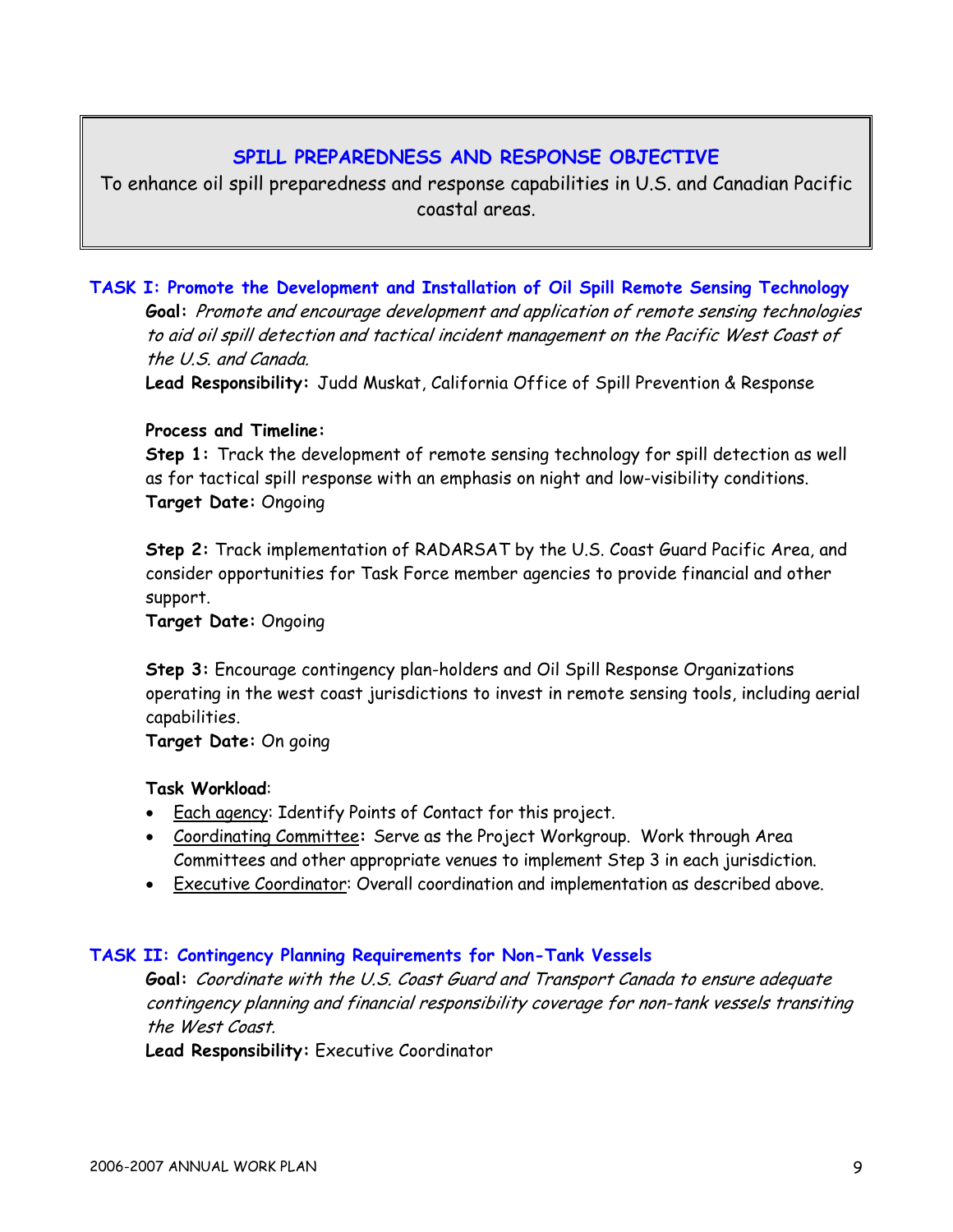## SPILL PREPAREDNESS AND RESPONSE OBJECTIVE

To enhance oil spill preparedness and response capabilities in U.S. and Canadian Pacific coastal areas.

### TASK I: Promote the Development and Installation of Oil Spill Remote Sensing Technology

**Goal:** *Promote and encourage development and application of remote sensing technologies to aid oil spill detection and tactical incident management on the Pacific West Coast of the U.S. and Canada.*

**Lead Responsibility:** Judd Muskat, California Office of Spill Prevention & Response

**Process and Timeline:**

**Step 1:** Track the development of remote sensing technology for spill detection as well as for tactical spill response with an emphasis on night and low-visibility conditions.
**Target Date:** Ongoing

**Step 2:** Track implementation of RADARSAT by the U.S. Coast Guard Pacific Area, and consider opportunities for Task Force member agencies to provide financial and other support.
**Target Date:** Ongoing

**Step 3:** Encourage contingency plan-holders and Oil Spill Response Organizations operating in the west coast jurisdictions to invest in remote sensing tools, including aerial capabilities.
**Target Date:** On going

**Task Workload**:

- Each agency: Identify Points of Contact for this project.
- Coordinating Committee**:** Serve as the Project Workgroup. Work through Area Committees and other appropriate venues to implement Step 3 in each jurisdiction.
- Executive Coordinator: Overall coordination and implementation as described above.

### TASK II: Contingency Planning Requirements for Non-Tank Vessels

**Goal:** *Coordinate with the U.S. Coast Guard and Transport Canada to ensure adequate contingency planning and financial responsibility coverage for non-tank vessels transiting the West Coast.*

**Lead Responsibility:** Executive Coordinator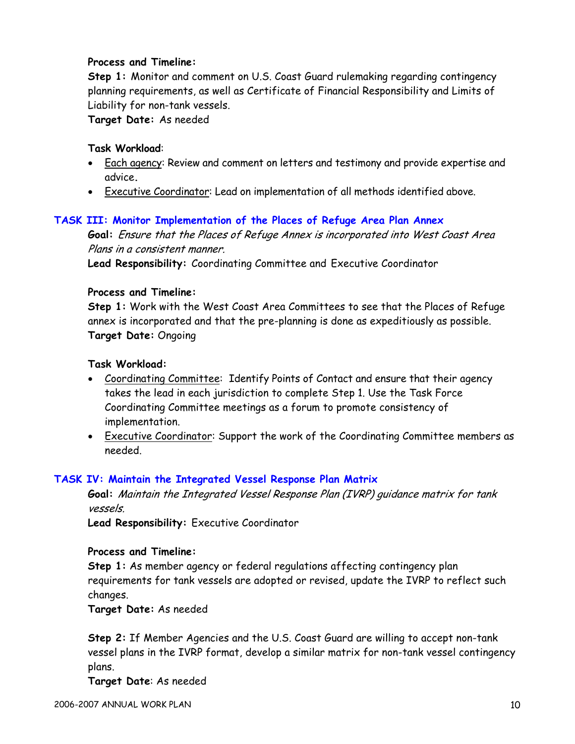**Process and Timeline:**

**Step 1:** Monitor and comment on U.S. Coast Guard rulemaking regarding contingency planning requirements, as well as Certificate of Financial Responsibility and Limits of Liability for non-tank vessels.

**Target Date:** As needed

**Task Workload**:

- Each agency: Review and comment on letters and testimony and provide expertise and advice.
- Executive Coordinator: Lead on implementation of all methods identified above.

### TASK III: Monitor Implementation of the Places of Refuge Area Plan Annex

**Goal:** *Ensure that the Places of Refuge Annex is incorporated into West Coast Area Plans in a consistent manner.*

**Lead Responsibility:** Coordinating Committee and Executive Coordinator

**Process and Timeline:**

**Step 1:** Work with the West Coast Area Committees to see that the Places of Refuge annex is incorporated and that the pre-planning is done as expeditiously as possible.

**Target Date:** Ongoing

**Task Workload:**

- Coordinating Committee: Identify Points of Contact and ensure that their agency takes the lead in each jurisdiction to complete Step 1. Use the Task Force Coordinating Committee meetings as a forum to promote consistency of implementation.
- Executive Coordinator: Support the work of the Coordinating Committee members as needed.

### TASK IV: Maintain the Integrated Vessel Response Plan Matrix

**Goal:** *Maintain the Integrated Vessel Response Plan (IVRP) guidance matrix for tank vessels.*

**Lead Responsibility:** Executive Coordinator

**Process and Timeline:**

**Step 1:** As member agency or federal regulations affecting contingency plan requirements for tank vessels are adopted or revised, update the IVRP to reflect such changes.

**Target Date:** As needed

**Step 2:** If Member Agencies and the U.S. Coast Guard are willing to accept non-tank vessel plans in the IVRP format, develop a similar matrix for non-tank vessel contingency plans.

**Target Date**: As needed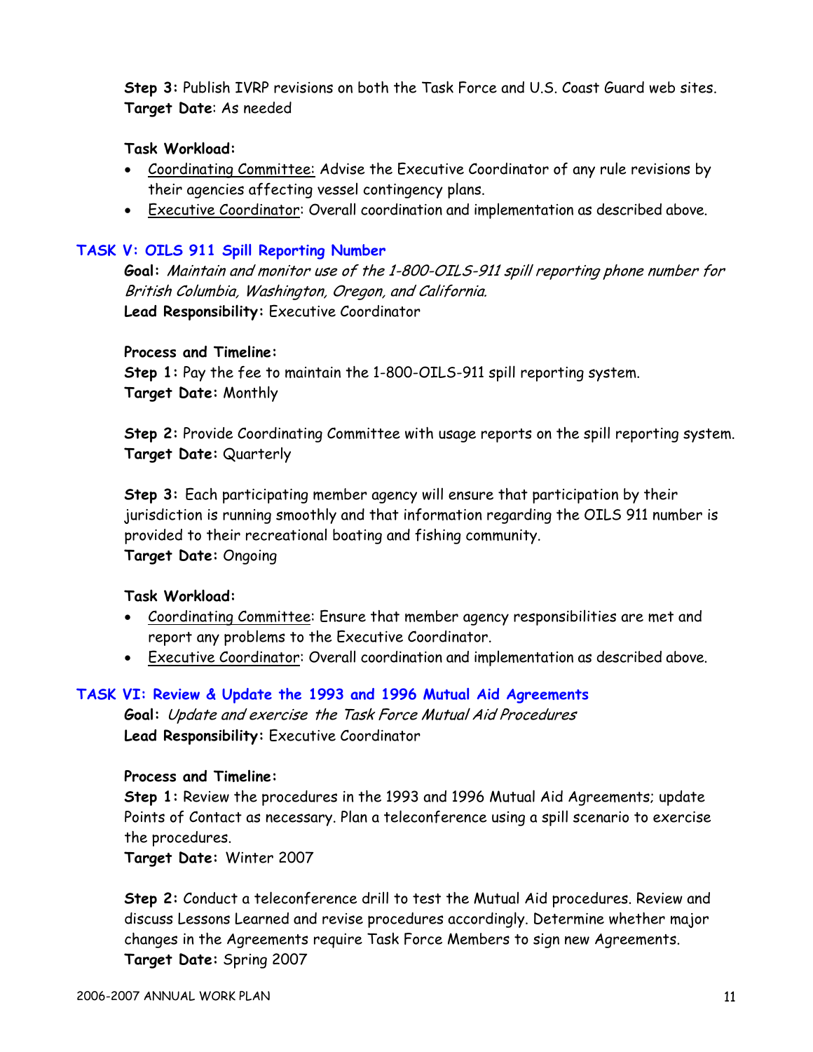**Step 3:** Publish IVRP revisions on both the Task Force and U.S. Coast Guard web sites.
**Target Date**: As needed

**Task Workload:**

- Coordinating Committee: Advise the Executive Coordinator of any rule revisions by their agencies affecting vessel contingency plans.
- Executive Coordinator: Overall coordination and implementation as described above.

## TASK V: OILS 911 Spill Reporting Number

**Goal:** *Maintain and monitor use of the 1-800-OILS-911 spill reporting phone number for British Columbia, Washington, Oregon, and California.*
**Lead Responsibility:** Executive Coordinator

**Process and Timeline:**
**Step 1:** Pay the fee to maintain the 1-800-OILS-911 spill reporting system.
**Target Date:** Monthly

**Step 2:** Provide Coordinating Committee with usage reports on the spill reporting system.
**Target Date:** Quarterly

**Step 3:** Each participating member agency will ensure that participation by their jurisdiction is running smoothly and that information regarding the OILS 911 number is provided to their recreational boating and fishing community.
**Target Date:** Ongoing

**Task Workload:**

- Coordinating Committee: Ensure that member agency responsibilities are met and report any problems to the Executive Coordinator.
- Executive Coordinator: Overall coordination and implementation as described above.

## TASK VI: Review & Update the 1993 and 1996 Mutual Aid Agreements

**Goal:** *Update and exercise the Task Force Mutual Aid Procedures*
**Lead Responsibility:** Executive Coordinator

**Process and Timeline:**
**Step 1:** Review the procedures in the 1993 and 1996 Mutual Aid Agreements; update Points of Contact as necessary. Plan a teleconference using a spill scenario to exercise the procedures.
**Target Date:** Winter 2007

**Step 2:** Conduct a teleconference drill to test the Mutual Aid procedures. Review and discuss Lessons Learned and revise procedures accordingly. Determine whether major changes in the Agreements require Task Force Members to sign new Agreements.
**Target Date:** Spring 2007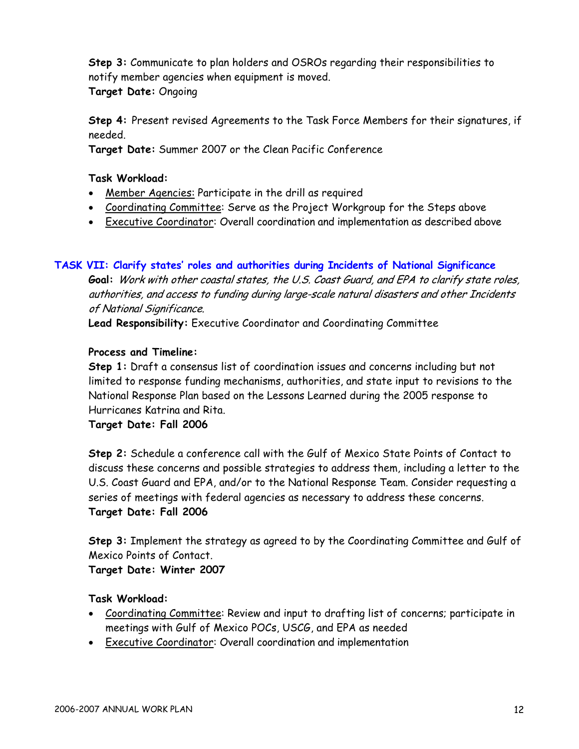**Step 3:** Communicate to plan holders and OSROs regarding their responsibilities to notify member agencies when equipment is moved.
**Target Date:** Ongoing

**Step 4:** Present revised Agreements to the Task Force Members for their signatures, if needed.
**Target Date:** Summer 2007 or the Clean Pacific Conference

**Task Workload:**

- Member Agencies: Participate in the drill as required
- Coordinating Committee: Serve as the Project Workgroup for the Steps above
- Executive Coordinator: Overall coordination and implementation as described above

## TASK VII: Clarify states' roles and authorities during Incidents of National Significance

**Goal:** *Work with other coastal states, the U.S. Coast Guard, and EPA to clarify state roles, authorities, and access to funding during large-scale natural disasters and other Incidents of National Significance.*

**Lead Responsibility:** Executive Coordinator and Coordinating Committee

**Process and Timeline:**

**Step 1:** Draft a consensus list of coordination issues and concerns including but not limited to response funding mechanisms, authorities, and state input to revisions to the National Response Plan based on the Lessons Learned during the 2005 response to Hurricanes Katrina and Rita.
**Target Date: Fall 2006**

**Step 2:** Schedule a conference call with the Gulf of Mexico State Points of Contact to discuss these concerns and possible strategies to address them, including a letter to the U.S. Coast Guard and EPA, and/or to the National Response Team. Consider requesting a series of meetings with federal agencies as necessary to address these concerns.
**Target Date: Fall 2006**

**Step 3:** Implement the strategy as agreed to by the Coordinating Committee and Gulf of Mexico Points of Contact.
**Target Date: Winter 2007**

**Task Workload:**

- Coordinating Committee: Review and input to drafting list of concerns; participate in meetings with Gulf of Mexico POCs, USCG, and EPA as needed
- Executive Coordinator: Overall coordination and implementation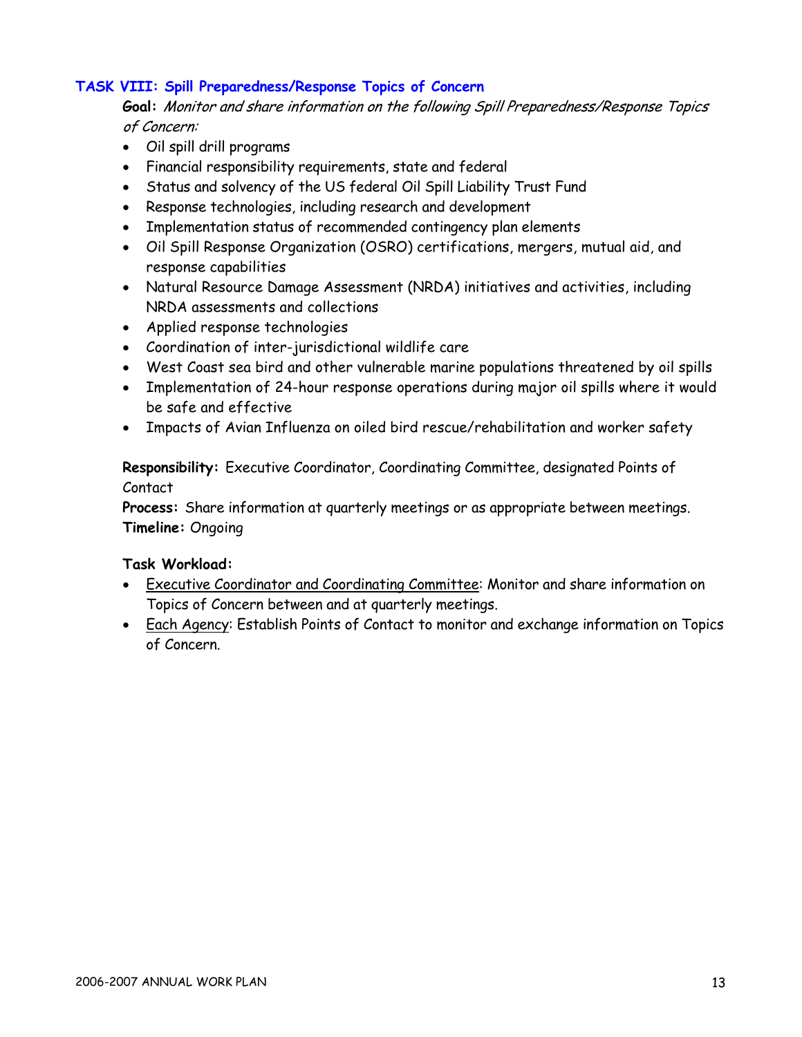### TASK VIII: Spill Preparedness/Response Topics of Concern

**Goal:** *Monitor and share information on the following Spill Preparedness/Response Topics of Concern:*

- Oil spill drill programs
- Financial responsibility requirements, state and federal
- Status and solvency of the US federal Oil Spill Liability Trust Fund
- Response technologies, including research and development
- Implementation status of recommended contingency plan elements
- Oil Spill Response Organization (OSRO) certifications, mergers, mutual aid, and response capabilities
- Natural Resource Damage Assessment (NRDA) initiatives and activities, including NRDA assessments and collections
- Applied response technologies
- Coordination of inter-jurisdictional wildlife care
- West Coast sea bird and other vulnerable marine populations threatened by oil spills
- Implementation of 24-hour response operations during major oil spills where it would be safe and effective
- Impacts of Avian Influenza on oiled bird rescue/rehabilitation and worker safety

**Responsibility:** Executive Coordinator, Coordinating Committee, designated Points of Contact
**Process:** Share information at quarterly meetings or as appropriate between meetings.
**Timeline:** Ongoing

**Task Workload:**

- Executive Coordinator and Coordinating Committee: Monitor and share information on Topics of Concern between and at quarterly meetings.
- Each Agency: Establish Points of Contact to monitor and exchange information on Topics of Concern.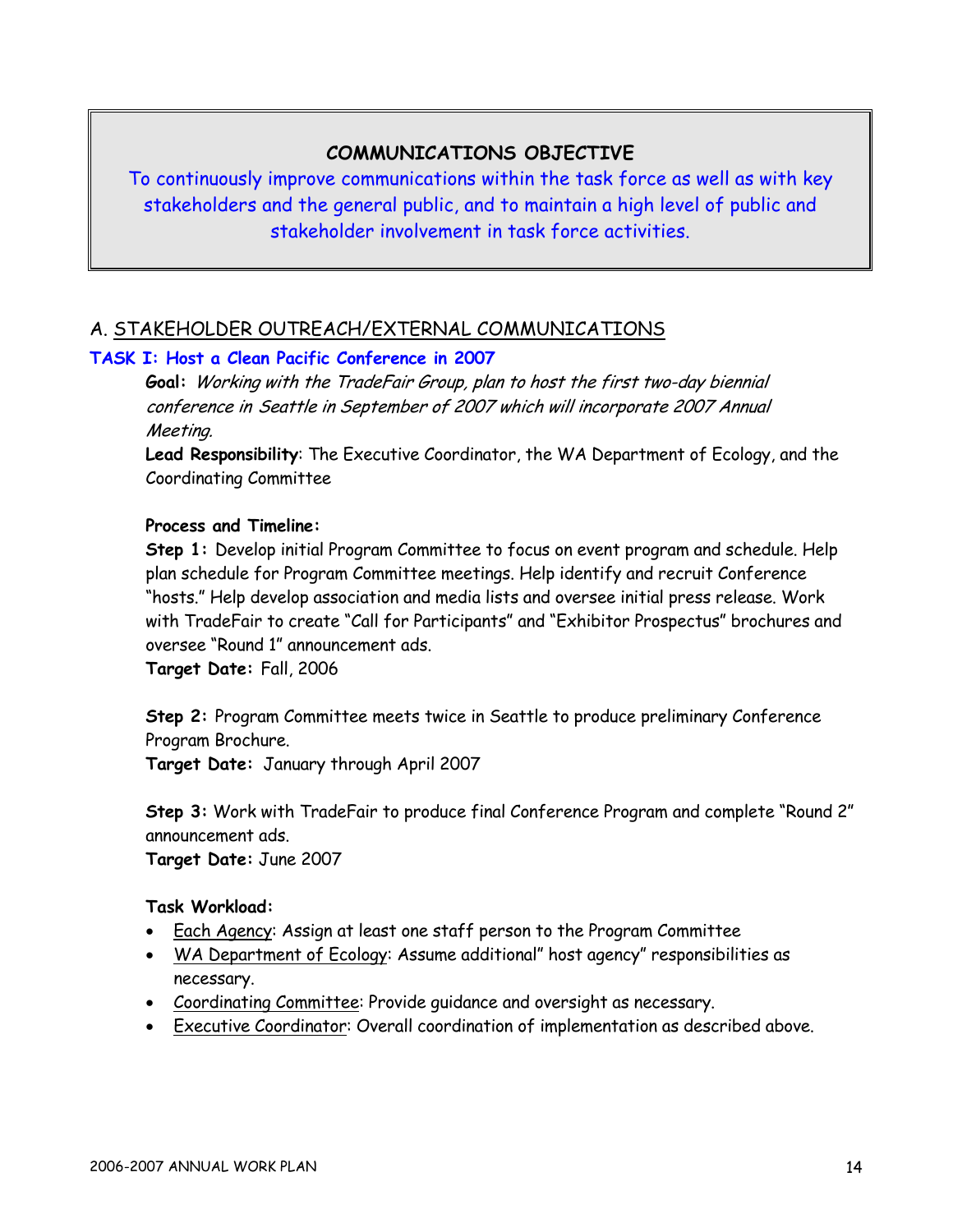## COMMUNICATIONS OBJECTIVE

To continuously improve communications within the task force as well as with key stakeholders and the general public, and to maintain a high level of public and stakeholder involvement in task force activities.

## A. STAKEHOLDER OUTREACH/EXTERNAL COMMUNICATIONS

### TASK I: Host a Clean Pacific Conference in 2007

**Goal:** *Working with the TradeFair Group, plan to host the first two-day biennial conference in Seattle in September of 2007 which will incorporate 2007 Annual Meeting.*

**Lead Responsibility**: The Executive Coordinator, the WA Department of Ecology, and the Coordinating Committee

**Process and Timeline:**

**Step 1:** Develop initial Program Committee to focus on event program and schedule. Help plan schedule for Program Committee meetings. Help identify and recruit Conference "hosts." Help develop association and media lists and oversee initial press release. Work with TradeFair to create "Call for Participants" and "Exhibitor Prospectus" brochures and oversee "Round 1" announcement ads.
**Target Date:** Fall, 2006

**Step 2:** Program Committee meets twice in Seattle to produce preliminary Conference Program Brochure.
**Target Date:** January through April 2007

**Step 3:** Work with TradeFair to produce final Conference Program and complete "Round 2" announcement ads.
**Target Date:** June 2007

**Task Workload:**

- Each Agency: Assign at least one staff person to the Program Committee
- WA Department of Ecology: Assume additional" host agency" responsibilities as necessary.
- Coordinating Committee: Provide guidance and oversight as necessary.
- Executive Coordinator: Overall coordination of implementation as described above.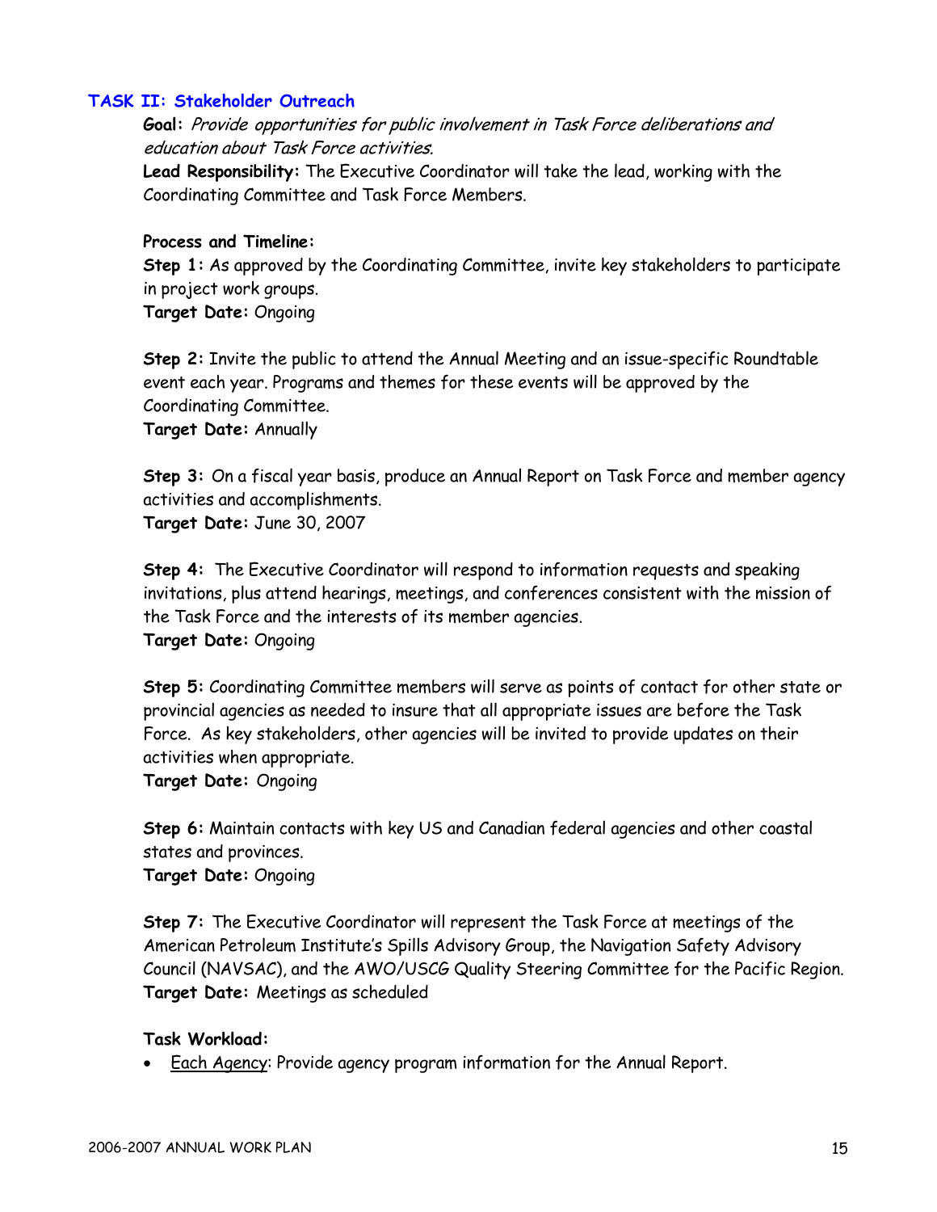## TASK II: Stakeholder Outreach

**Goal:** *Provide opportunities for public involvement in Task Force deliberations and education about Task Force activities.*

**Lead Responsibility:** The Executive Coordinator will take the lead, working with the Coordinating Committee and Task Force Members.

**Process and Timeline:**

**Step 1:** As approved by the Coordinating Committee, invite key stakeholders to participate in project work groups.
**Target Date:** Ongoing

**Step 2:** Invite the public to attend the Annual Meeting and an issue-specific Roundtable event each year. Programs and themes for these events will be approved by the Coordinating Committee.
**Target Date:** Annually

**Step 3:** On a fiscal year basis, produce an Annual Report on Task Force and member agency activities and accomplishments.
**Target Date:** June 30, 2007

**Step 4:** The Executive Coordinator will respond to information requests and speaking invitations, plus attend hearings, meetings, and conferences consistent with the mission of the Task Force and the interests of its member agencies.
**Target Date:** Ongoing

**Step 5:** Coordinating Committee members will serve as points of contact for other state or provincial agencies as needed to insure that all appropriate issues are before the Task Force. As key stakeholders, other agencies will be invited to provide updates on their activities when appropriate.
**Target Date:** Ongoing

**Step 6:** Maintain contacts with key US and Canadian federal agencies and other coastal states and provinces.
**Target Date:** Ongoing

**Step 7:** The Executive Coordinator will represent the Task Force at meetings of the American Petroleum Institute's Spills Advisory Group, the Navigation Safety Advisory Council (NAVSAC), and the AWO/USCG Quality Steering Committee for the Pacific Region.
**Target Date:** Meetings as scheduled

**Task Workload:**

- Each Agency: Provide agency program information for the Annual Report.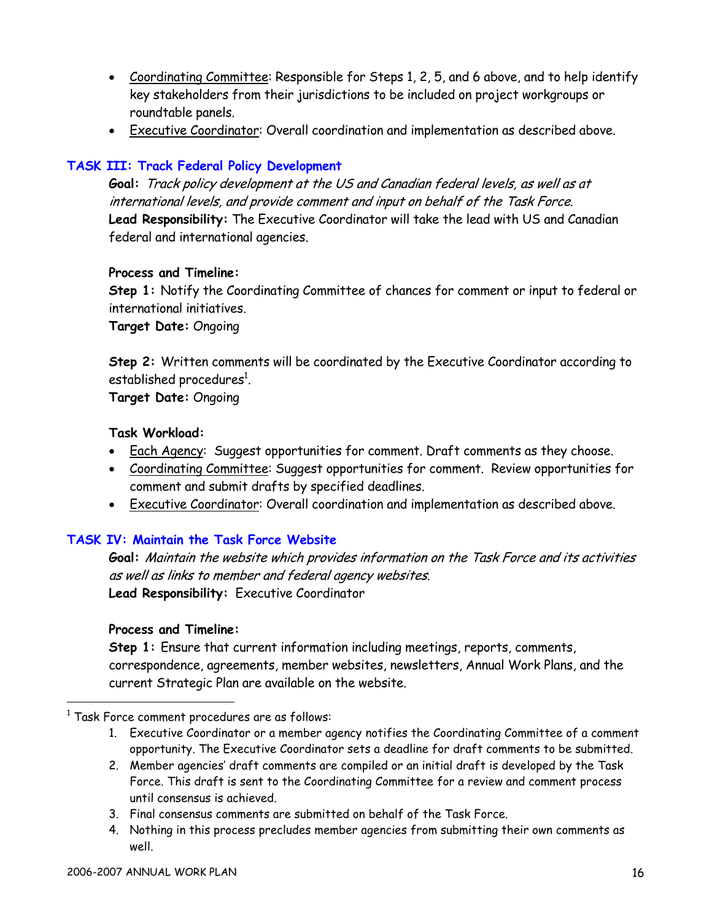- Coordinating Committee: Responsible for Steps 1, 2, 5, and 6 above, and to help identify key stakeholders from their jurisdictions to be included on project workgroups or roundtable panels.
- Executive Coordinator: Overall coordination and implementation as described above.

## TASK III: Track Federal Policy Development

**Goal:** *Track policy development at the US and Canadian federal levels, as well as at international levels, and provide comment and input on behalf of the Task Force.*
**Lead Responsibility:** The Executive Coordinator will take the lead with US and Canadian federal and international agencies.

**Process and Timeline:**
**Step 1:** Notify the Coordinating Committee of chances for comment or input to federal or international initiatives.
**Target Date:** Ongoing

**Step 2:** Written comments will be coordinated by the Executive Coordinator according to established procedures[1].
**Target Date:** Ongoing

**Task Workload:**
- Each Agency: Suggest opportunities for comment. Draft comments as they choose.
- Coordinating Committee: Suggest opportunities for comment. Review opportunities for comment and submit drafts by specified deadlines.
- Executive Coordinator: Overall coordination and implementation as described above.

## TASK IV: Maintain the Task Force Website

**Goal:** *Maintain the website which provides information on the Task Force and its activities as well as links to member and federal agency websites.*
**Lead Responsibility:** Executive Coordinator

**Process and Timeline:**
**Step 1:** Ensure that current information including meetings, reports, comments, correspondence, agreements, member websites, newsletters, Annual Work Plans, and the current Strategic Plan are available on the website.

---

[1] Task Force comment procedures are as follows:

1. Executive Coordinator or a member agency notifies the Coordinating Committee of a comment opportunity. The Executive Coordinator sets a deadline for draft comments to be submitted.
2. Member agencies' draft comments are compiled or an initial draft is developed by the Task Force. This draft is sent to the Coordinating Committee for a review and comment process until consensus is achieved.
3. Final consensus comments are submitted on behalf of the Task Force.
4. Nothing in this process precludes member agencies from submitting their own comments as well.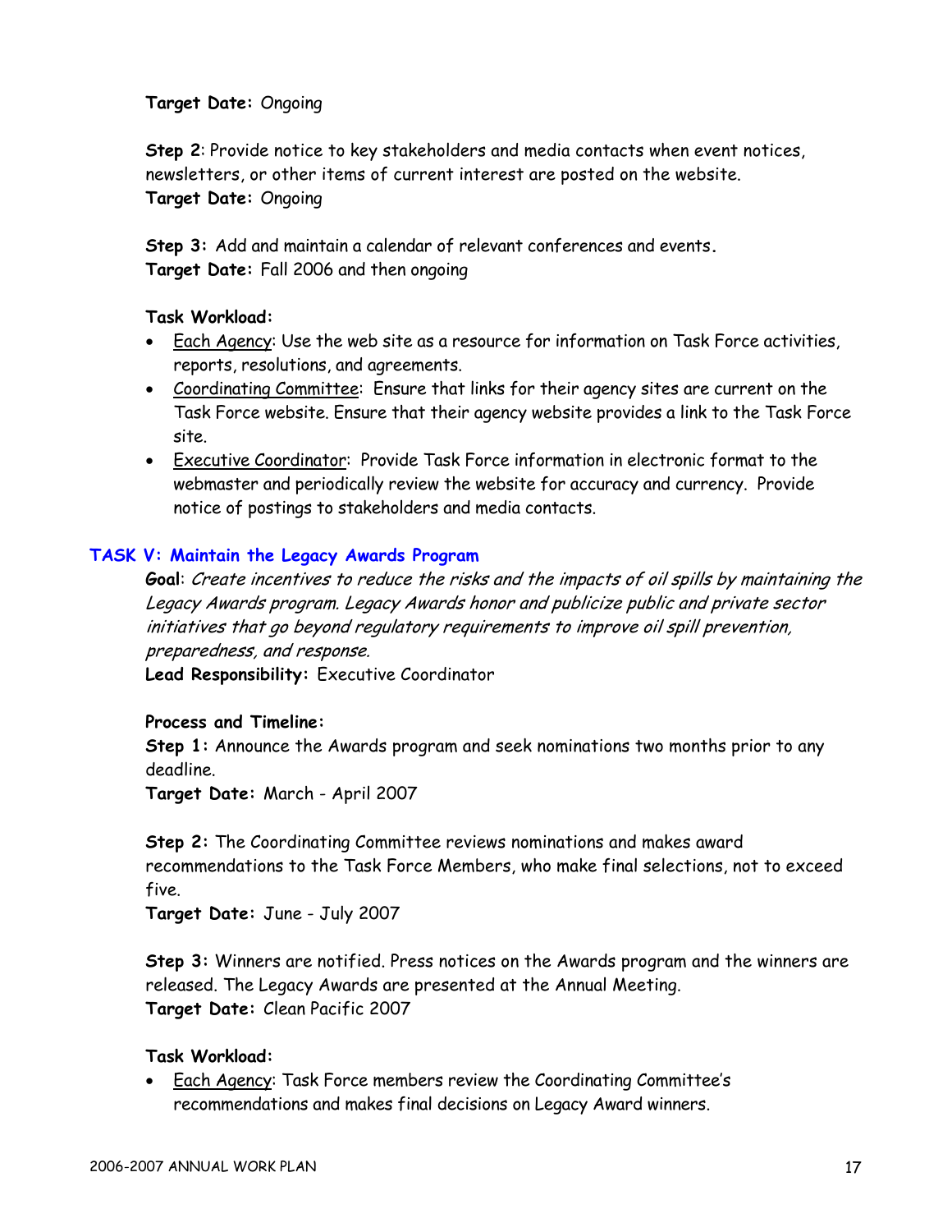**Target Date:** Ongoing

**Step 2**: Provide notice to key stakeholders and media contacts when event notices, newsletters, or other items of current interest are posted on the website.
**Target Date:** Ongoing

**Step 3:** Add and maintain a calendar of relevant conferences and events.
**Target Date:** Fall 2006 and then ongoing

**Task Workload:**

- Each Agency: Use the web site as a resource for information on Task Force activities, reports, resolutions, and agreements.
- Coordinating Committee: Ensure that links for their agency sites are current on the Task Force website. Ensure that their agency website provides a link to the Task Force site.
- Executive Coordinator: Provide Task Force information in electronic format to the webmaster and periodically review the website for accuracy and currency. Provide notice of postings to stakeholders and media contacts.

## TASK V: Maintain the Legacy Awards Program

**Goal**: *Create incentives to reduce the risks and the impacts of oil spills by maintaining the Legacy Awards program. Legacy Awards honor and publicize public and private sector initiatives that go beyond regulatory requirements to improve oil spill prevention, preparedness, and response.*
**Lead Responsibility:** Executive Coordinator

**Process and Timeline:**
**Step 1:** Announce the Awards program and seek nominations two months prior to any deadline.
**Target Date:** March - April 2007

**Step 2:** The Coordinating Committee reviews nominations and makes award recommendations to the Task Force Members, who make final selections, not to exceed five.
**Target Date:** June - July 2007

**Step 3:** Winners are notified. Press notices on the Awards program and the winners are released. The Legacy Awards are presented at the Annual Meeting.
**Target Date:** Clean Pacific 2007

**Task Workload:**

- Each Agency: Task Force members review the Coordinating Committee's recommendations and makes final decisions on Legacy Award winners.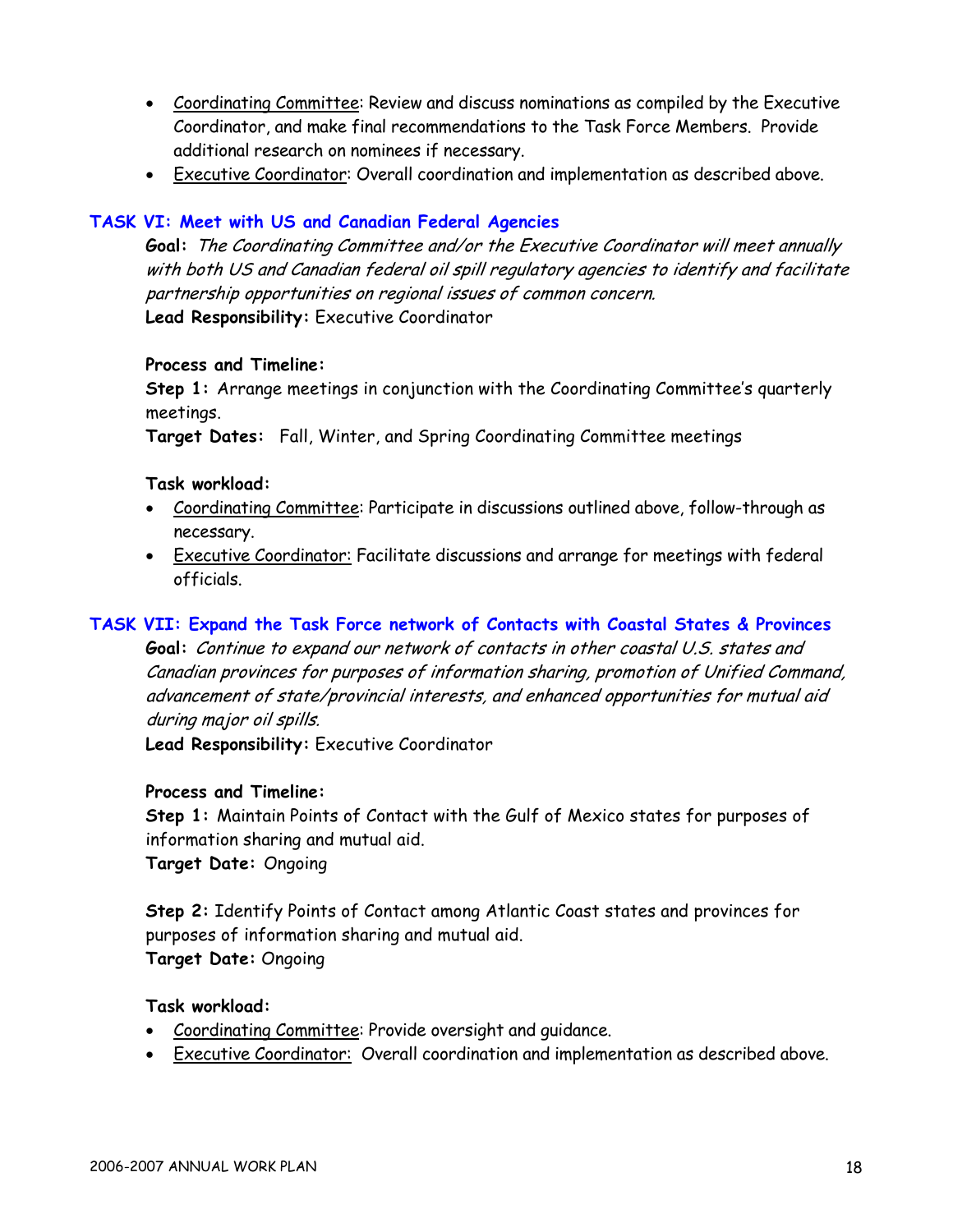- Coordinating Committee: Review and discuss nominations as compiled by the Executive Coordinator, and make final recommendations to the Task Force Members. Provide additional research on nominees if necessary.
- Executive Coordinator: Overall coordination and implementation as described above.

## TASK VI: Meet with US and Canadian Federal Agencies

**Goal:** *The Coordinating Committee and/or the Executive Coordinator will meet annually with both US and Canadian federal oil spill regulatory agencies to identify and facilitate partnership opportunities on regional issues of common concern.*
**Lead Responsibility:** Executive Coordinator

**Process and Timeline:**
**Step 1:** Arrange meetings in conjunction with the Coordinating Committee's quarterly meetings.
**Target Dates:** Fall, Winter, and Spring Coordinating Committee meetings

**Task workload:**

- Coordinating Committee: Participate in discussions outlined above, follow-through as necessary.
- Executive Coordinator: Facilitate discussions and arrange for meetings with federal officials.

## TASK VII: Expand the Task Force network of Contacts with Coastal States & Provinces

**Goal:** *Continue to expand our network of contacts in other coastal U.S. states and Canadian provinces for purposes of information sharing, promotion of Unified Command, advancement of state/provincial interests, and enhanced opportunities for mutual aid during major oil spills.*
**Lead Responsibility:** Executive Coordinator

**Process and Timeline:**
**Step 1:** Maintain Points of Contact with the Gulf of Mexico states for purposes of information sharing and mutual aid.
**Target Date:** Ongoing

**Step 2:** Identify Points of Contact among Atlantic Coast states and provinces for purposes of information sharing and mutual aid.
**Target Date:** Ongoing

**Task workload:**

- Coordinating Committee: Provide oversight and guidance.
- Executive Coordinator: Overall coordination and implementation as described above.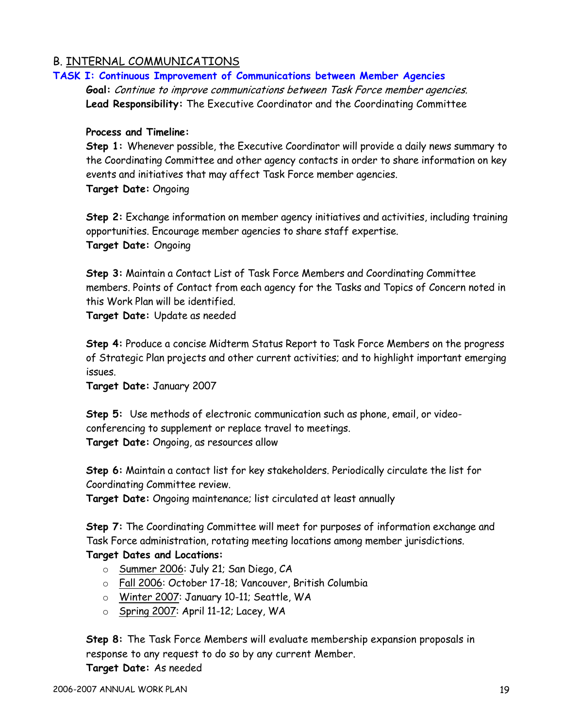## B. INTERNAL COMMUNICATIONS

### TASK I: Continuous Improvement of Communications between Member Agencies

**Goal:** *Continue to improve communications between Task Force member agencies.*
**Lead Responsibility:** The Executive Coordinator and the Coordinating Committee

**Process and Timeline:**

**Step 1:** Whenever possible, the Executive Coordinator will provide a daily news summary to the Coordinating Committee and other agency contacts in order to share information on key events and initiatives that may affect Task Force member agencies.
**Target Date:** Ongoing

**Step 2:** Exchange information on member agency initiatives and activities, including training opportunities. Encourage member agencies to share staff expertise.
**Target Date:** Ongoing

**Step 3:** Maintain a Contact List of Task Force Members and Coordinating Committee members. Points of Contact from each agency for the Tasks and Topics of Concern noted in this Work Plan will be identified.
**Target Date:** Update as needed

**Step 4:** Produce a concise Midterm Status Report to Task Force Members on the progress of Strategic Plan projects and other current activities; and to highlight important emerging issues.
**Target Date:** January 2007

**Step 5:** Use methods of electronic communication such as phone, email, or video-conferencing to supplement or replace travel to meetings.
**Target Date:** Ongoing, as resources allow

**Step 6:** Maintain a contact list for key stakeholders. Periodically circulate the list for Coordinating Committee review.
**Target Date:** Ongoing maintenance; list circulated at least annually

**Step 7:** The Coordinating Committee will meet for purposes of information exchange and Task Force administration, rotating meeting locations among member jurisdictions.
**Target Dates and Locations:**

- Summer 2006: July 21; San Diego, CA
- Fall 2006: October 17-18; Vancouver, British Columbia
- Winter 2007: January 10-11; Seattle, WA
- Spring 2007: April 11-12; Lacey, WA

**Step 8:** The Task Force Members will evaluate membership expansion proposals in response to any request to do so by any current Member.
**Target Date:** As needed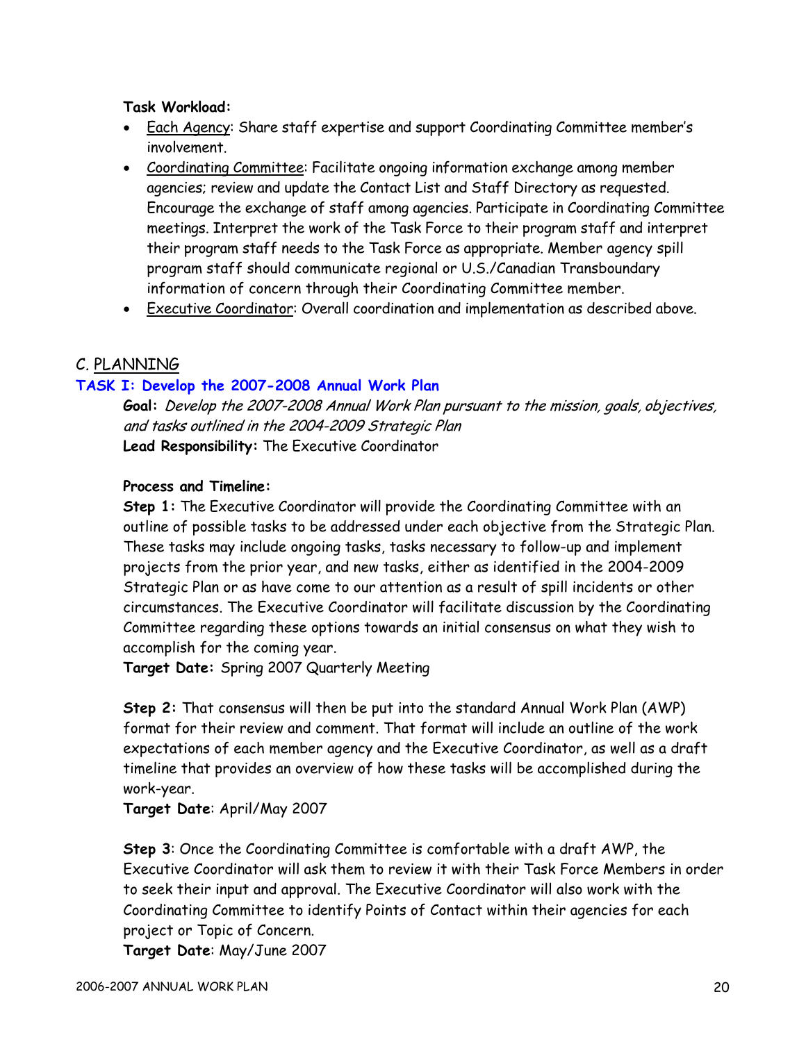**Task Workload:**

- Each Agency: Share staff expertise and support Coordinating Committee member's involvement.
- Coordinating Committee: Facilitate ongoing information exchange among member agencies; review and update the Contact List and Staff Directory as requested. Encourage the exchange of staff among agencies. Participate in Coordinating Committee meetings. Interpret the work of the Task Force to their program staff and interpret their program staff needs to the Task Force as appropriate. Member agency spill program staff should communicate regional or U.S./Canadian Transboundary information of concern through their Coordinating Committee member.
- Executive Coordinator: Overall coordination and implementation as described above.

## C. PLANNING

### TASK I: Develop the 2007-2008 Annual Work Plan

**Goal:** *Develop the 2007-2008 Annual Work Plan pursuant to the mission, goals, objectives, and tasks outlined in the 2004-2009 Strategic Plan*

**Lead Responsibility:** The Executive Coordinator

**Process and Timeline:**

**Step 1:** The Executive Coordinator will provide the Coordinating Committee with an outline of possible tasks to be addressed under each objective from the Strategic Plan. These tasks may include ongoing tasks, tasks necessary to follow-up and implement projects from the prior year, and new tasks, either as identified in the 2004-2009 Strategic Plan or as have come to our attention as a result of spill incidents or other circumstances. The Executive Coordinator will facilitate discussion by the Coordinating Committee regarding these options towards an initial consensus on what they wish to accomplish for the coming year.

**Target Date:** Spring 2007 Quarterly Meeting

**Step 2:** That consensus will then be put into the standard Annual Work Plan (AWP) format for their review and comment. That format will include an outline of the work expectations of each member agency and the Executive Coordinator, as well as a draft timeline that provides an overview of how these tasks will be accomplished during the work-year.

**Target Date**: April/May 2007

**Step 3**: Once the Coordinating Committee is comfortable with a draft AWP, the Executive Coordinator will ask them to review it with their Task Force Members in order to seek their input and approval. The Executive Coordinator will also work with the Coordinating Committee to identify Points of Contact within their agencies for each project or Topic of Concern.

**Target Date**: May/June 2007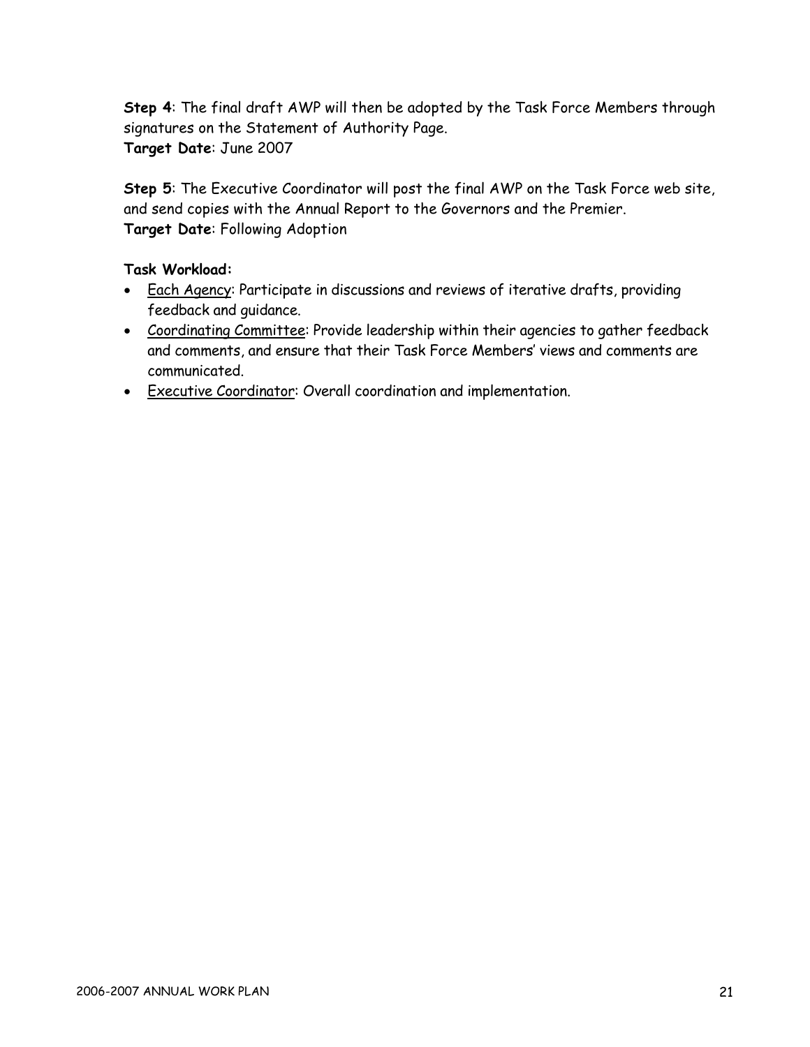**Step 4**: The final draft AWP will then be adopted by the Task Force Members through signatures on the Statement of Authority Page.
**Target Date**: June 2007

**Step 5**: The Executive Coordinator will post the final AWP on the Task Force web site, and send copies with the Annual Report to the Governors and the Premier.
**Target Date**: Following Adoption

**Task Workload:**

- Each Agency: Participate in discussions and reviews of iterative drafts, providing feedback and guidance.
- Coordinating Committee: Provide leadership within their agencies to gather feedback and comments, and ensure that their Task Force Members' views and comments are communicated.
- Executive Coordinator: Overall coordination and implementation.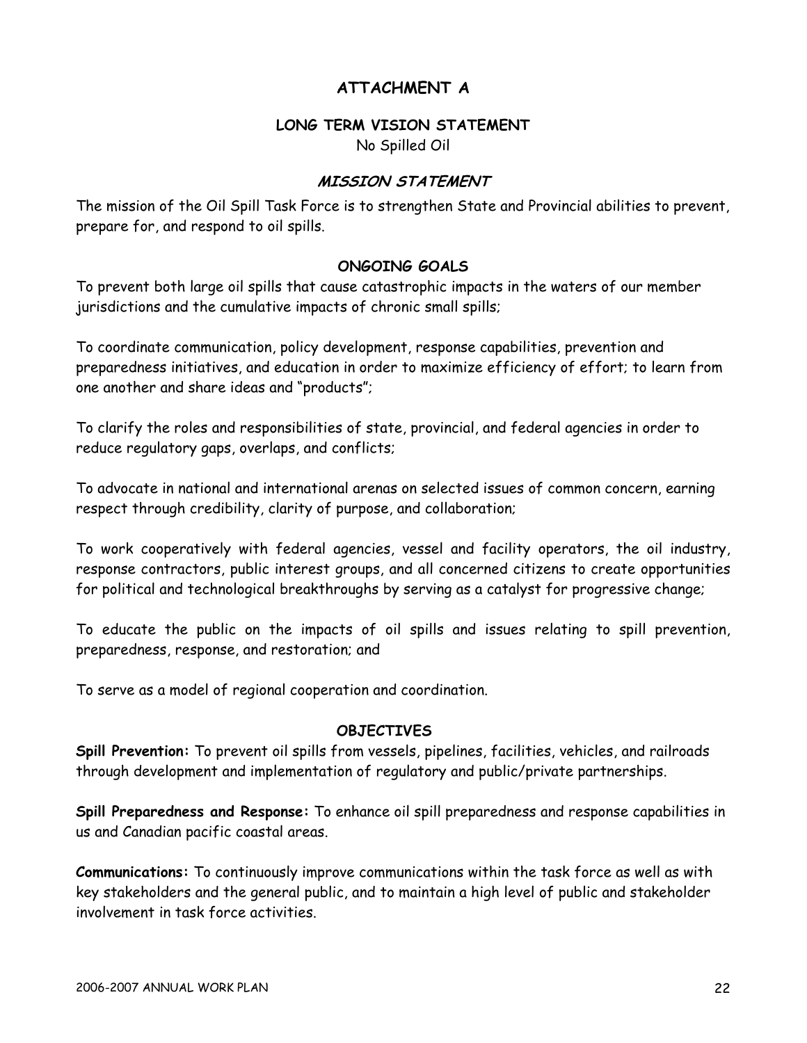# ATTACHMENT A

## LONG TERM VISION STATEMENT

No Spilled Oil

## *MISSION STATEMENT*

The mission of the Oil Spill Task Force is to strengthen State and Provincial abilities to prevent, prepare for, and respond to oil spills.

## ONGOING GOALS

To prevent both large oil spills that cause catastrophic impacts in the waters of our member jurisdictions and the cumulative impacts of chronic small spills;

To coordinate communication, policy development, response capabilities, prevention and preparedness initiatives, and education in order to maximize efficiency of effort; to learn from one another and share ideas and "products";

To clarify the roles and responsibilities of state, provincial, and federal agencies in order to reduce regulatory gaps, overlaps, and conflicts;

To advocate in national and international arenas on selected issues of common concern, earning respect through credibility, clarity of purpose, and collaboration;

To work cooperatively with federal agencies, vessel and facility operators, the oil industry, response contractors, public interest groups, and all concerned citizens to create opportunities for political and technological breakthroughs by serving as a catalyst for progressive change;

To educate the public on the impacts of oil spills and issues relating to spill prevention, preparedness, response, and restoration; and

To serve as a model of regional cooperation and coordination.

## OBJECTIVES

**Spill Prevention:** To prevent oil spills from vessels, pipelines, facilities, vehicles, and railroads through development and implementation of regulatory and public/private partnerships.

**Spill Preparedness and Response:** To enhance oil spill preparedness and response capabilities in us and Canadian pacific coastal areas.

**Communications:** To continuously improve communications within the task force as well as with key stakeholders and the general public, and to maintain a high level of public and stakeholder involvement in task force activities.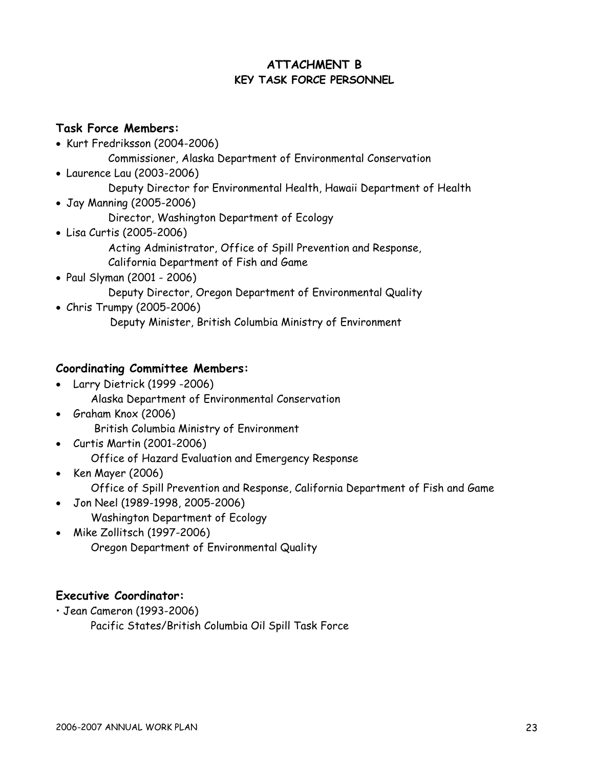# ATTACHMENT B
## KEY TASK FORCE PERSONNEL

### Task Force Members:

- Kurt Fredriksson (2004-2006)
  Commissioner, Alaska Department of Environmental Conservation
- Laurence Lau (2003-2006)
  Deputy Director for Environmental Health, Hawaii Department of Health
- Jay Manning (2005-2006)
  Director, Washington Department of Ecology
- Lisa Curtis (2005-2006)
  Acting Administrator, Office of Spill Prevention and Response,
  California Department of Fish and Game
- Paul Slyman (2001 - 2006)
  Deputy Director, Oregon Department of Environmental Quality
- Chris Trumpy (2005-2006)
  Deputy Minister, British Columbia Ministry of Environment

### Coordinating Committee Members:

- Larry Dietrick (1999 -2006)
  Alaska Department of Environmental Conservation
- Graham Knox (2006)
  British Columbia Ministry of Environment
- Curtis Martin (2001-2006)
  Office of Hazard Evaluation and Emergency Response
- Ken Mayer (2006)
  Office of Spill Prevention and Response, California Department of Fish and Game
- Jon Neel (1989-1998, 2005-2006)
  Washington Department of Ecology
- Mike Zollitsch (1997-2006)
  Oregon Department of Environmental Quality

### Executive Coordinator:

- Jean Cameron (1993-2006)
  Pacific States/British Columbia Oil Spill Task Force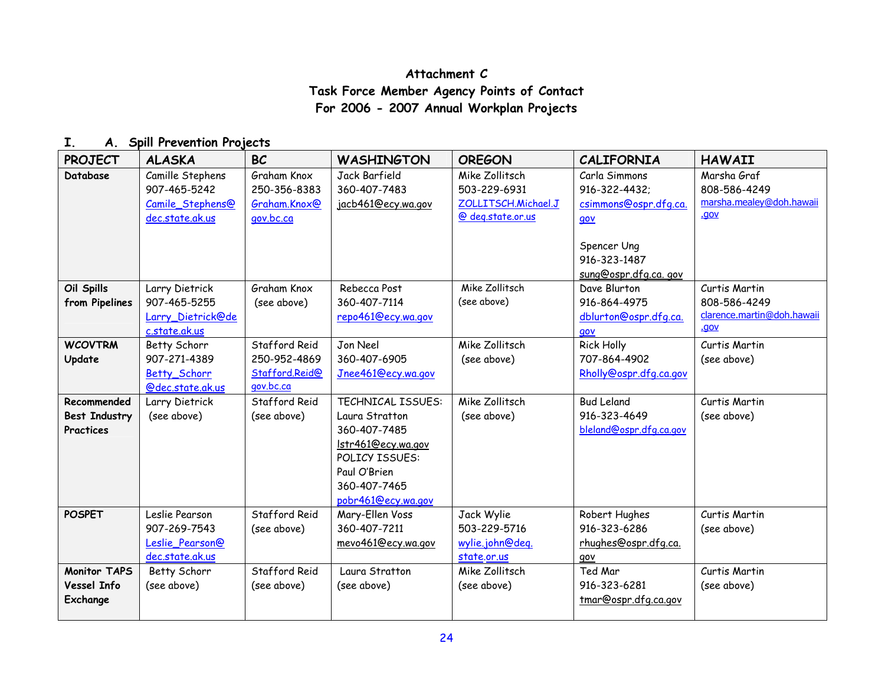# Attachment C
## Task Force Member Agency Points of Contact
## For 2006 - 2007 Annual Workplan Projects

### I. A. Spill Prevention Projects

| PROJECT | ALASKA | BC | WASHINGTON | OREGON | CALIFORNIA | HAWAII |
|---|---|---|---|---|---|---|
| **Database** | Camille Stephens 907-465-5242 Camile_Stephens@dec.state.ak.us | Graham Knox 250-356-8383 Graham.Knox@gov.bc.ca | Jack Barfield 360-407-7483 jacb461@ecy.wa.gov | Mike Zollitsch 503-229-6931 ZOLLITSCH.Michael.J@ deq.state.or.us | Carla Simmons 916-322-4432; csimmons@ospr.dfg.ca.gov<br><br>Spencer Ung 916-323-1487 sung@ospr.dfg.ca. gov | Marsha Graf 808-586-4249 marsha.mealey@doh.hawaii.gov |
| **Oil Spills from Pipelines** | Larry Dietrick 907-465-5255 Larry_Dietrick@dec.state.ak.us | Graham Knox (see above) | Rebecca Post 360-407-7114 repo461@ecy.wa.gov | Mike Zollitsch (see above) | Dave Blurton 916-864-4975 dblurton@ospr.dfg.ca.gov | Curtis Martin 808-586-4249 clarence.martin@doh.hawaii.gov |
| **WCOVTRM Update** | Betty Schorr 907-271-4389 Betty_Schorr@dec.state.ak.us | Stafford Reid 250-952-4869 Stafford.Reid@gov.bc.ca | Jon Neel 360-407-6905 Jnee461@ecy.wa.gov | Mike Zollitsch (see above) | Rick Holly 707-864-4902 Rholly@ospr.dfg.ca.gov | Curtis Martin (see above) |
| **Recommended Best Industry Practices** | Larry Dietrick (see above) | Stafford Reid (see above) | TECHNICAL ISSUES: Laura Stratton 360-407-7485 lstr461@ecy.wa.gov POLICY ISSUES: Paul O'Brien 360-407-7465 pobr461@ecy.wa.gov | Mike Zollitsch (see above) | Bud Leland 916-323-4649 bleland@ospr.dfg.ca.gov | Curtis Martin (see above) |
| **POSPET** | Leslie Pearson 907-269-7543 Leslie_Pearson@dec.state.ak.us | Stafford Reid (see above) | Mary-Ellen Voss 360-407-7211 mevo461@ecy.wa.gov | Jack Wylie 503-229-5716 wylie.john@deq.state.or.us | Robert Hughes 916-323-6286 rhughes@ospr.dfg.ca.gov | Curtis Martin (see above) |
| **Monitor TAPS Vessel Info Exchange** | Betty Schorr (see above) | Stafford Reid (see above) | Laura Stratton (see above) | Mike Zollitsch (see above) | Ted Mar 916-323-6281 tmar@ospr.dfg.ca.gov | Curtis Martin (see above) |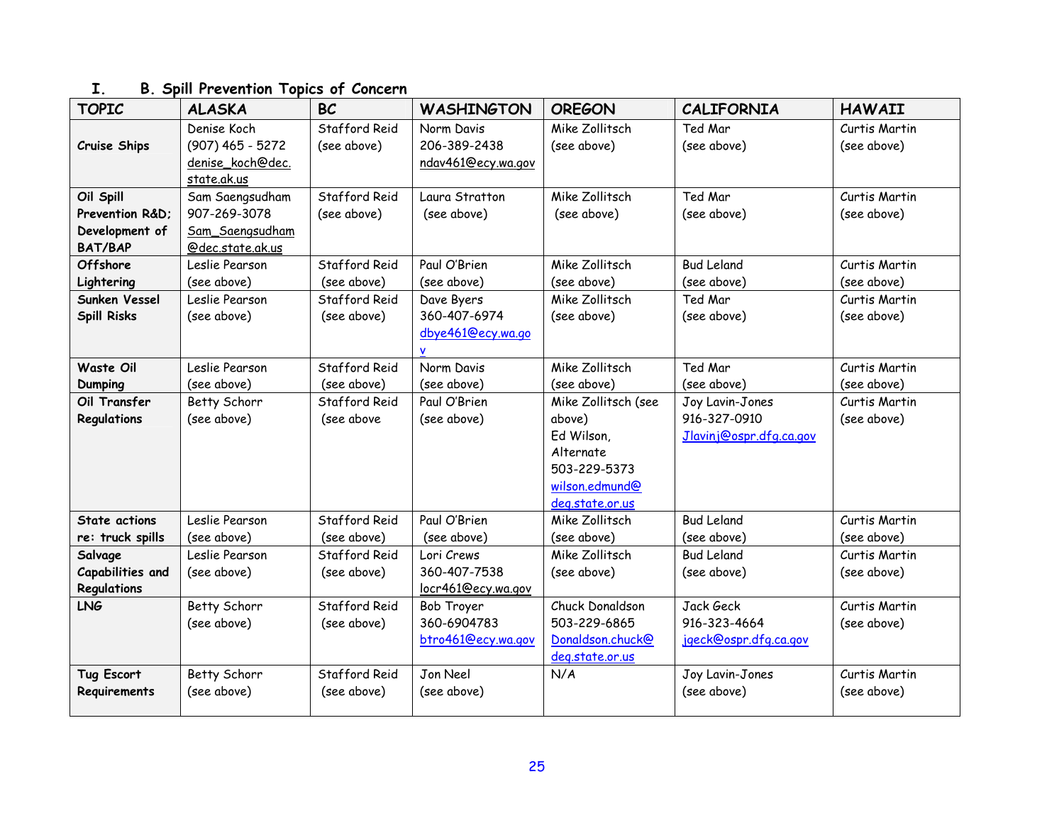## I. B. Spill Prevention Topics of Concern

| TOPIC | ALASKA | BC | WASHINGTON | OREGON | CALIFORNIA | HAWAII |
|---|---|---|---|---|---|---|
| **Cruise Ships** | Denise Koch (907) 465 - 5272 denise_koch@dec.state.ak.us | Stafford Reid (see above) | Norm Davis 206-389-2438 ndav461@ecy.wa.gov | Mike Zollitsch (see above) | Ted Mar (see above) | Curtis Martin (see above) |
| **Oil Spill Prevention R&D; Development of BAT/BAP** | Sam Saengsudham 907-269-3078 Sam_Saengsudham@dec.state.ak.us | Stafford Reid (see above) | Laura Stratton (see above) | Mike Zollitsch (see above) | Ted Mar (see above) | Curtis Martin (see above) |
| **Offshore Lightering** | Leslie Pearson (see above) | Stafford Reid (see above) | Paul O'Brien (see above) | Mike Zollitsch (see above) | Bud Leland (see above) | Curtis Martin (see above) |
| **Sunken Vessel Spill Risks** | Leslie Pearson (see above) | Stafford Reid (see above) | Dave Byers 360-407-6974 dbye461@ecy.wa.gov | Mike Zollitsch (see above) | Ted Mar (see above) | Curtis Martin (see above) |
| **Waste Oil Dumping** | Leslie Pearson (see above) | Stafford Reid (see above) | Norm Davis (see above) | Mike Zollitsch (see above) | Ted Mar (see above) | Curtis Martin (see above) |
| **Oil Transfer Regulations** | Betty Schorr (see above) | Stafford Reid (see above | Paul O'Brien (see above) | Mike Zollitsch (see above) Ed Wilson, Alternate 503-229-5373 wilson.edmund@deq.state.or.us | Joy Lavin-Jones 916-327-0910 Jlavinj@ospr.dfg.ca.gov | Curtis Martin (see above) |
| **State actions re: truck spills** | Leslie Pearson (see above) | Stafford Reid (see above) | Paul O'Brien (see above) | Mike Zollitsch (see above) | Bud Leland (see above) | Curtis Martin (see above) |
| **Salvage Capabilities and Regulations** | Leslie Pearson (see above) | Stafford Reid (see above) | Lori Crews 360-407-7538 locr461@ecy.wa.gov | Mike Zollitsch (see above) | Bud Leland (see above) | Curtis Martin (see above) |
| **LNG** | Betty Schorr (see above) | Stafford Reid (see above) | Bob Troyer 360-6904783 btro461@ecy.wa.gov | Chuck Donaldson 503-229-6865 Donaldson.chuck@deq.state.or.us | Jack Geck 916-323-4664 jgeck@ospr.dfg.ca.gov | Curtis Martin (see above) |
| **Tug Escort Requirements** | Betty Schorr (see above) | Stafford Reid (see above) | Jon Neel (see above) | N/A | Joy Lavin-Jones (see above) | Curtis Martin (see above) |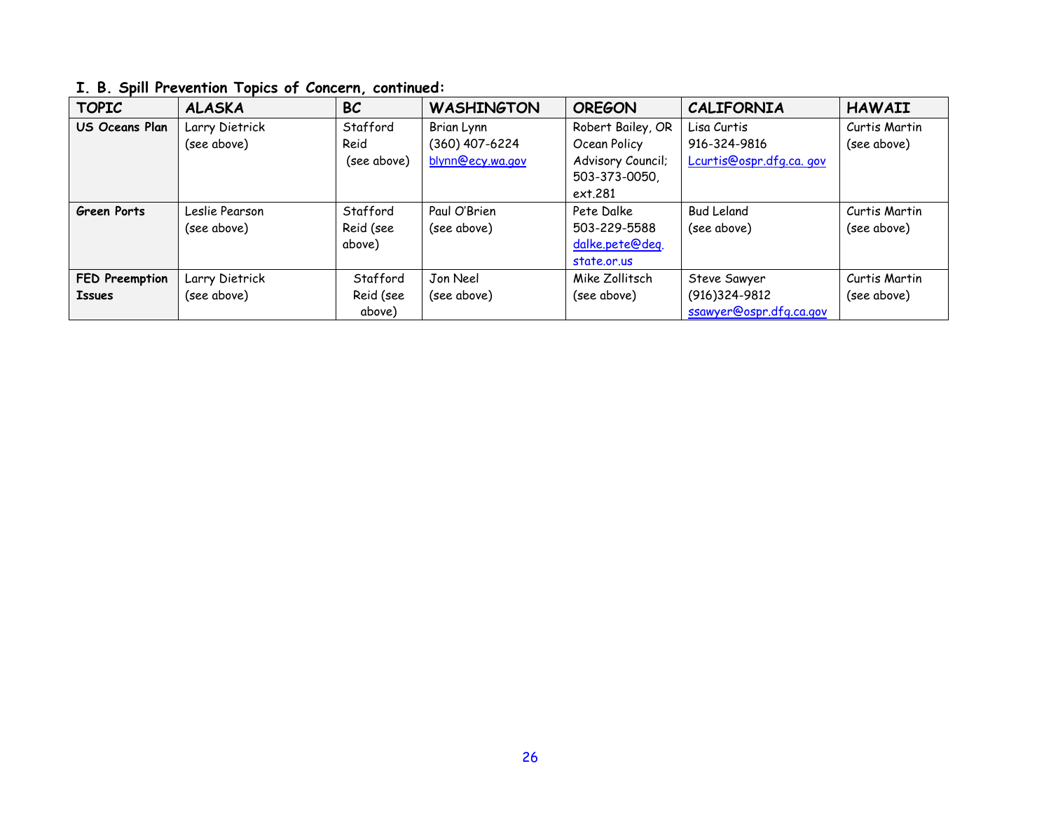**I. B. Spill Prevention Topics of Concern, continued:**

| TOPIC | ALASKA | BC | WASHINGTON | OREGON | CALIFORNIA | HAWAII |
|---|---|---|---|---|---|---|
| **US Oceans Plan** | Larry Dietrick (see above) | Stafford Reid (see above) | Brian Lynn (360) 407-6224 blynn@ecy.wa.gov | Robert Bailey, OR Ocean Policy Advisory Council; 503-373-0050, ext.281 | Lisa Curtis 916-324-9816 Lcurtis@ospr.dfg.ca. gov | Curtis Martin (see above) |
| **Green Ports** | Leslie Pearson (see above) | Stafford Reid (see above) | Paul O'Brien (see above) | Pete Dalke 503-229-5588 dalke.pete@deq. state.or.us | Bud Leland (see above) | Curtis Martin (see above) |
| **FED Preemption Issues** | Larry Dietrick (see above) | Stafford Reid (see above) | Jon Neel (see above) | Mike Zollitsch (see above) | Steve Sawyer (916)324-9812 ssawyer@ospr.dfg.ca.gov | Curtis Martin (see above) |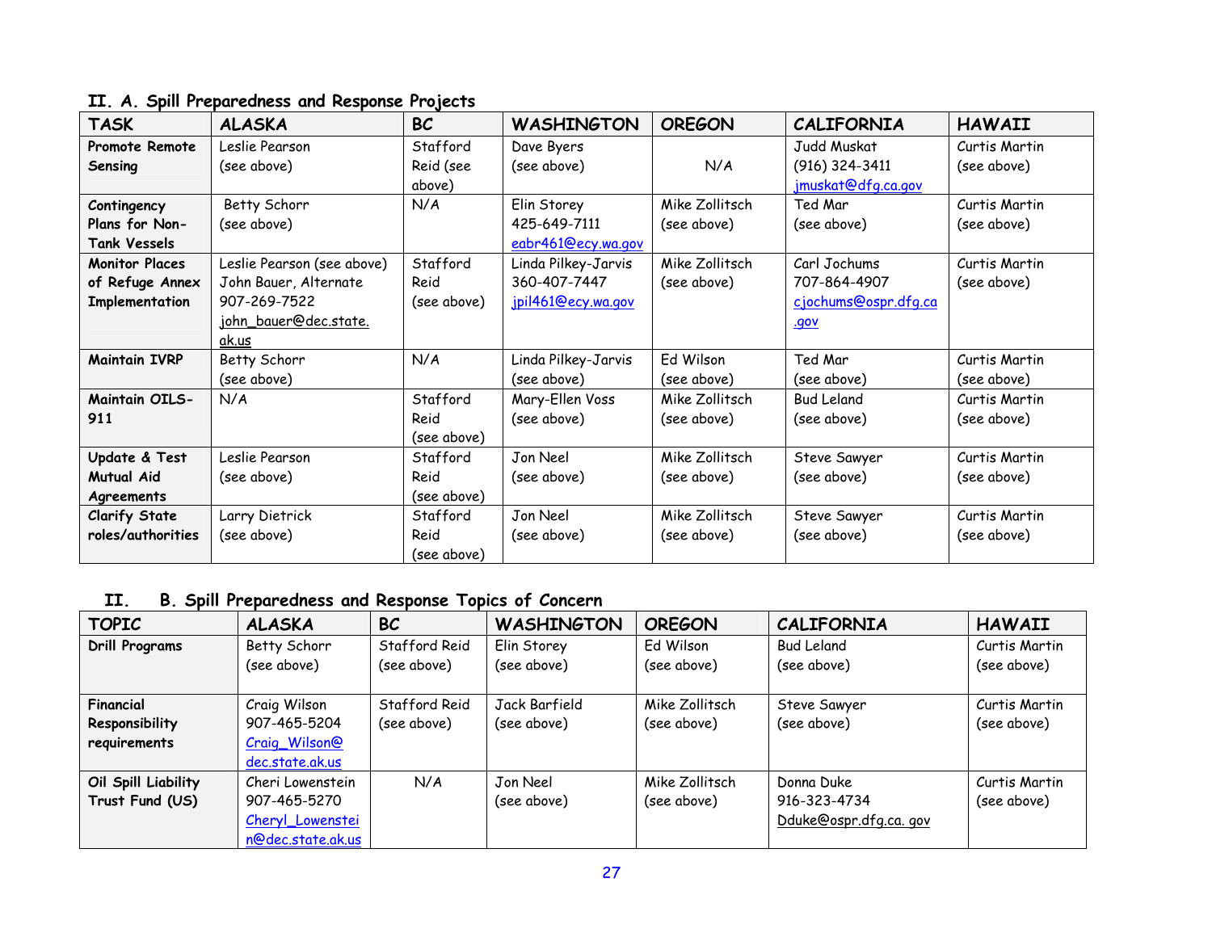## II. A. Spill Preparedness and Response Projects

| TASK | ALASKA | BC | WASHINGTON | OREGON | CALIFORNIA | HAWAII |
|---|---|---|---|---|---|---|
| **Promote Remote Sensing** | Leslie Pearson (see above) | Stafford Reid (see above) | Dave Byers (see above) | N/A | Judd Muskat (916) 324-3411 jmuskat@dfg.ca.gov | Curtis Martin (see above) |
| **Contingency Plans for Non-Tank Vessels** | Betty Schorr (see above) | N/A | Elin Storey 425-649-7111 eabr461@ecy.wa.gov | Mike Zollitsch (see above) | Ted Mar (see above) | Curtis Martin (see above) |
| **Monitor Places of Refuge Annex Implementation** | Leslie Pearson (see above) John Bauer, Alternate 907-269-7522 john_bauer@dec.state.ak.us | Stafford Reid (see above) | Linda Pilkey-Jarvis 360-407-7447 jpil461@ecy.wa.gov | Mike Zollitsch (see above) | Carl Jochums 707-864-4907 cjochums@ospr.dfg.ca.gov | Curtis Martin (see above) |
| **Maintain IVRP** | Betty Schorr (see above) | N/A | Linda Pilkey-Jarvis (see above) | Ed Wilson (see above) | Ted Mar (see above) | Curtis Martin (see above) |
| **Maintain OILS-911** | N/A | Stafford Reid (see above) | Mary-Ellen Voss (see above) | Mike Zollitsch (see above) | Bud Leland (see above) | Curtis Martin (see above) |
| **Update & Test Mutual Aid Agreements** | Leslie Pearson (see above) | Stafford Reid (see above) | Jon Neel (see above) | Mike Zollitsch (see above) | Steve Sawyer (see above) | Curtis Martin (see above) |
| **Clarify State roles/authorities** | Larry Dietrick (see above) | Stafford Reid (see above) | Jon Neel (see above) | Mike Zollitsch (see above) | Steve Sawyer (see above) | Curtis Martin (see above) |

## II. B. Spill Preparedness and Response Topics of Concern

| TOPIC | ALASKA | BC | WASHINGTON | OREGON | CALIFORNIA | HAWAII |
|---|---|---|---|---|---|---|
| **Drill Programs** | Betty Schorr (see above) | Stafford Reid (see above) | Elin Storey (see above) | Ed Wilson (see above) | Bud Leland (see above) | Curtis Martin (see above) |
| **Financial Responsibility requirements** | Craig Wilson 907-465-5204 Craig_Wilson@dec.state.ak.us | Stafford Reid (see above) | Jack Barfield (see above) | Mike Zollitsch (see above) | Steve Sawyer (see above) | Curtis Martin (see above) |
| **Oil Spill Liability Trust Fund (US)** | Cheri Lowenstein 907-465-5270 Cheryl_Lowenstein@dec.state.ak.us | N/A | Jon Neel (see above) | Mike Zollitsch (see above) | Donna Duke 916-323-4734 Dduke@ospr.dfg.ca. gov | Curtis Martin (see above) |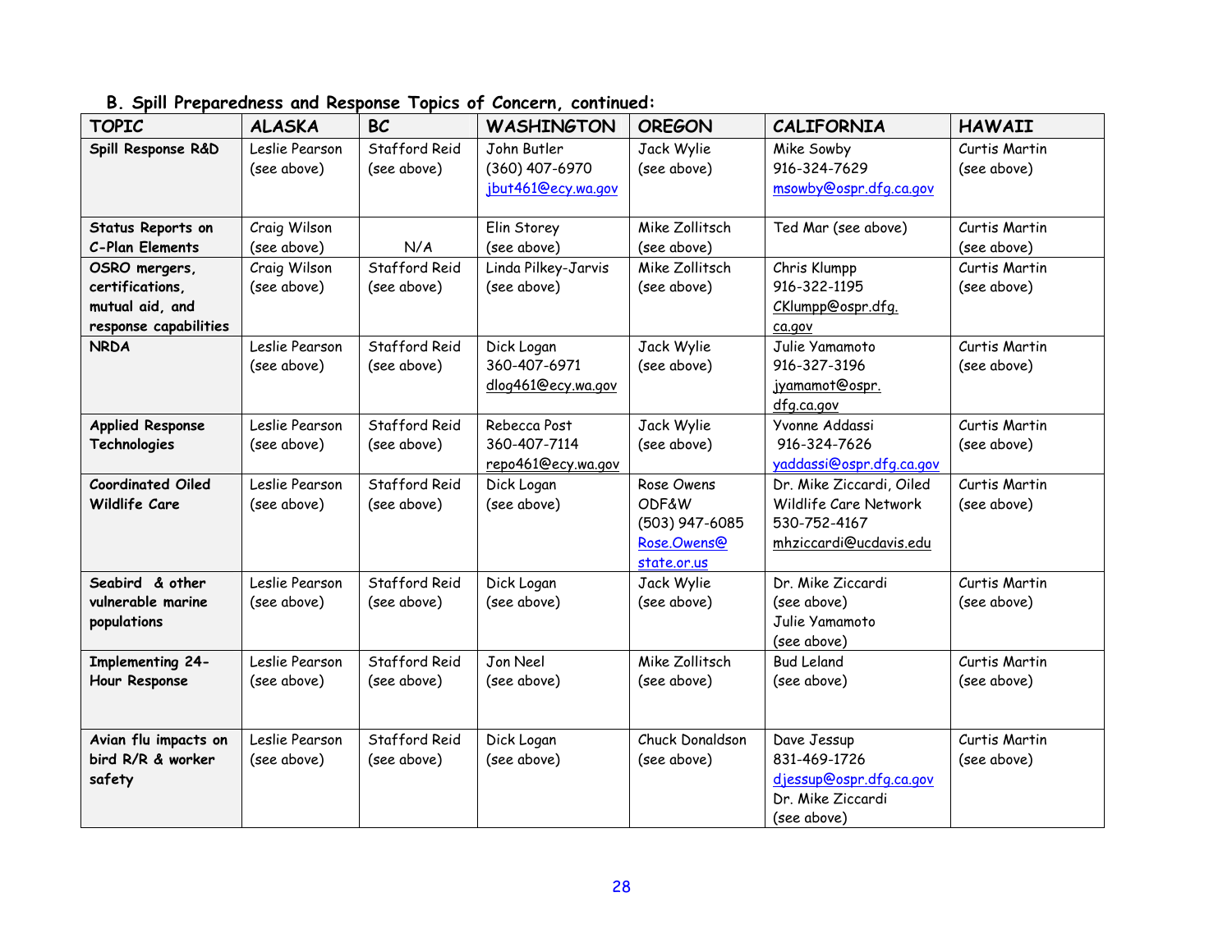**B. Spill Preparedness and Response Topics of Concern, continued:**

| TOPIC | ALASKA | BC | WASHINGTON | OREGON | CALIFORNIA | HAWAII |
|---|---|---|---|---|---|---|
| **Spill Response R&D** | Leslie Pearson (see above) | Stafford Reid (see above) | John Butler (360) 407-6970 jbut461@ecy.wa.gov | Jack Wylie (see above) | Mike Sowby 916-324-7629 msowby@ospr.dfg.ca.gov | Curtis Martin (see above) |
| **Status Reports on C-Plan Elements** | Craig Wilson (see above) | N/A | Elin Storey (see above) | Mike Zollitsch (see above) | Ted Mar (see above) | Curtis Martin (see above) |
| **OSRO mergers, certifications, mutual aid, and response capabilities** | Craig Wilson (see above) | Stafford Reid (see above) | Linda Pilkey-Jarvis (see above) | Mike Zollitsch (see above) | Chris Klumpp 916-322-1195 CKlumpp@ospr.dfg.ca.gov | Curtis Martin (see above) |
| **NRDA** | Leslie Pearson (see above) | Stafford Reid (see above) | Dick Logan 360-407-6971 dlog461@ecy.wa.gov | Jack Wylie (see above) | Julie Yamamoto 916-327-3196 jyamamot@ospr.dfg.ca.gov | Curtis Martin (see above) |
| **Applied Response Technologies** | Leslie Pearson (see above) | Stafford Reid (see above) | Rebecca Post 360-407-7114 repo461@ecy.wa.gov | Jack Wylie (see above) | Yvonne Addassi 916-324-7626 yaddassi@ospr.dfg.ca.gov | Curtis Martin (see above) |
| **Coordinated Oiled Wildlife Care** | Leslie Pearson (see above) | Stafford Reid (see above) | Dick Logan (see above) | Rose Owens ODF&W (503) 947-6085 Rose.Owens@state.or.us | Dr. Mike Ziccardi, Oiled Wildlife Care Network 530-752-4167 mhziccardi@ucdavis.edu | Curtis Martin (see above) |
| **Seabird & other vulnerable marine populations** | Leslie Pearson (see above) | Stafford Reid (see above) | Dick Logan (see above) | Jack Wylie (see above) | Dr. Mike Ziccardi (see above) Julie Yamamoto (see above) | Curtis Martin (see above) |
| **Implementing 24-Hour Response** | Leslie Pearson (see above) | Stafford Reid (see above) | Jon Neel (see above) | Mike Zollitsch (see above) | Bud Leland (see above) | Curtis Martin (see above) |
| **Avian flu impacts on bird R/R & worker safety** | Leslie Pearson (see above) | Stafford Reid (see above) | Dick Logan (see above) | Chuck Donaldson (see above) | Dave Jessup 831-469-1726 djessup@ospr.dfg.ca.gov Dr. Mike Ziccardi (see above) | Curtis Martin (see above) |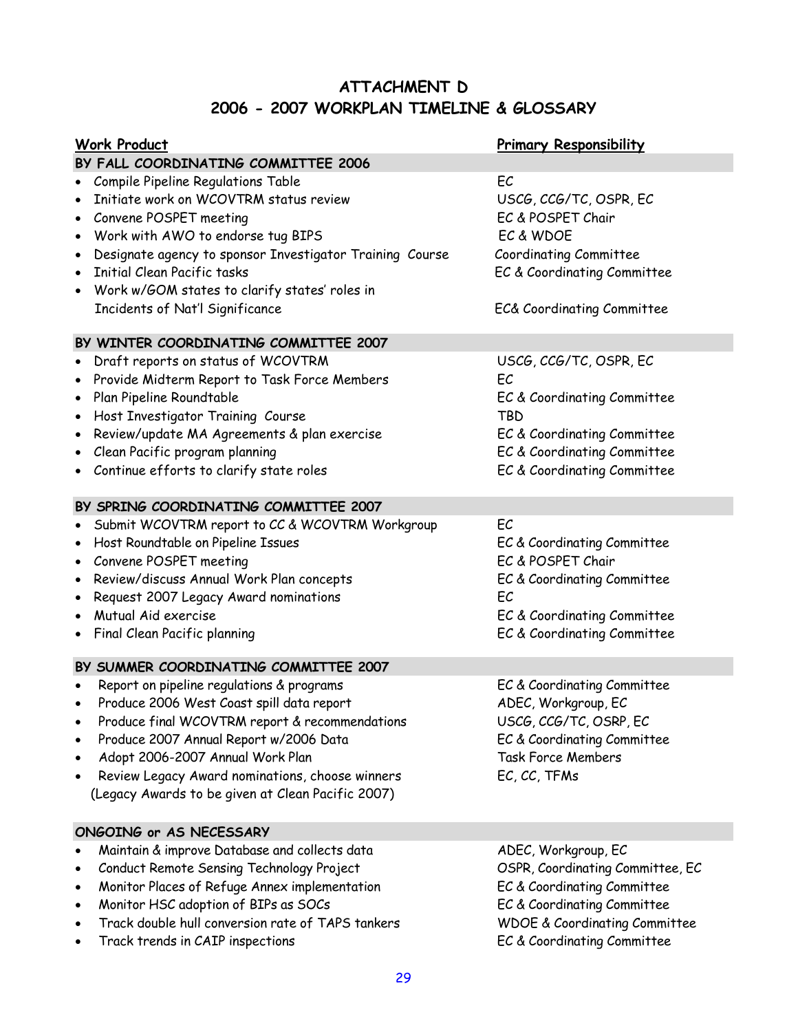# ATTACHMENT D
# 2006 - 2007 WORKPLAN TIMELINE & GLOSSARY

| Work Product | Primary Responsibility |
|---|---|
| **BY FALL COORDINATING COMMITTEE 2006** | |
| • Compile Pipeline Regulations Table | EC |
| • Initiate work on WCOVTRM status review | USCG, CCG/TC, OSPR, EC |
| • Convene POSPET meeting | EC & POSPET Chair |
| • Work with AWO to endorse tug BIPS | EC & WDOE |
| • Designate agency to sponsor Investigator Training Course | Coordinating Committee |
| • Initial Clean Pacific tasks | EC & Coordinating Committee |
| • Work w/GOM states to clarify states' roles in Incidents of Nat'l Significance | EC& Coordinating Committee |
| **BY WINTER COORDINATING COMMITTEE 2007** | |
| • Draft reports on status of WCOVTRM | USCG, CCG/TC, OSPR, EC |
| • Provide Midterm Report to Task Force Members | EC |
| • Plan Pipeline Roundtable | EC & Coordinating Committee |
| • Host Investigator Training Course | TBD |
| • Review/update MA Agreements & plan exercise | EC & Coordinating Committee |
| • Clean Pacific program planning | EC & Coordinating Committee |
| • Continue efforts to clarify state roles | EC & Coordinating Committee |
| **BY SPRING COORDINATING COMMITTEE 2007** | |
| • Submit WCOVTRM report to CC & WCOVTRM Workgroup | EC |
| • Host Roundtable on Pipeline Issues | EC & Coordinating Committee |
| • Convene POSPET meeting | EC & POSPET Chair |
| • Review/discuss Annual Work Plan concepts | EC & Coordinating Committee |
| • Request 2007 Legacy Award nominations | EC |
| • Mutual Aid exercise | EC & Coordinating Committee |
| • Final Clean Pacific planning | EC & Coordinating Committee |
| **BY SUMMER COORDINATING COMMITTEE 2007** | |
| • Report on pipeline regulations & programs | EC & Coordinating Committee |
| • Produce 2006 West Coast spill data report | ADEC, Workgroup, EC |
| • Produce final WCOVTRM report & recommendations | USCG, CCG/TC, OSRP, EC |
| • Produce 2007 Annual Report w/2006 Data | EC & Coordinating Committee |
| • Adopt 2006-2007 Annual Work Plan | Task Force Members |
| • Review Legacy Award nominations, choose winners (Legacy Awards to be given at Clean Pacific 2007) | EC, CC, TFMs |
| **ONGOING or AS NECESSARY** | |
| • Maintain & improve Database and collects data | ADEC, Workgroup, EC |
| • Conduct Remote Sensing Technology Project | OSPR, Coordinating Committee, EC |
| • Monitor Places of Refuge Annex implementation | EC & Coordinating Committee |
| • Monitor HSC adoption of BIPs as SOCs | EC & Coordinating Committee |
| • Track double hull conversion rate of TAPS tankers | WDOE & Coordinating Committee |
| • Track trends in CAIP inspections | EC & Coordinating Committee |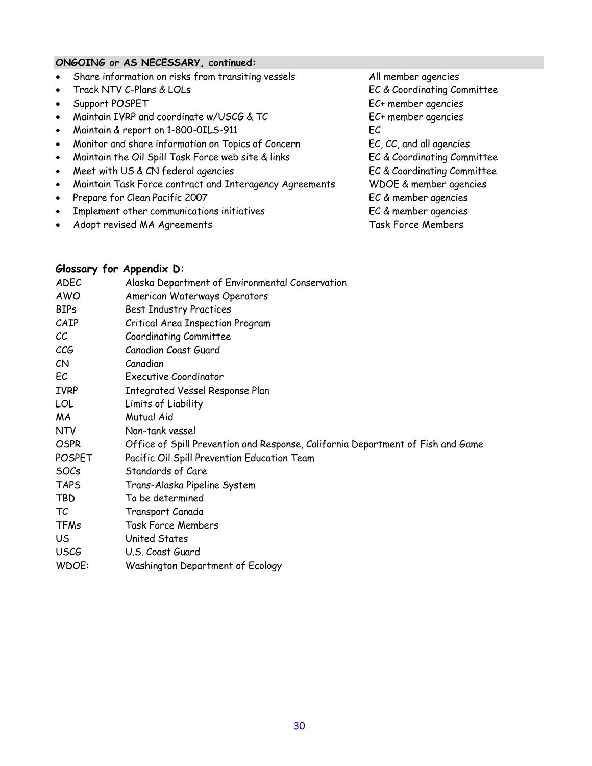**ONGOING or AS NECESSARY, continued:**

| | |
|---|---|
| • Share information on risks from transiting vessels | All member agencies |
| • Track NTV C-Plans & LOLs | EC & Coordinating Committee |
| • Support POSPET | EC+ member agencies |
| • Maintain IVRP and coordinate w/USCG & TC | EC+ member agencies |
| • Maintain & report on 1-800-OILS-911 | EC |
| • Monitor and share information on Topics of Concern | EC, CC, and all agencies |
| • Maintain the Oil Spill Task Force web site & links | EC & Coordinating Committee |
| • Meet with US & CN federal agencies | EC & Coordinating Committee |
| • Maintain Task Force contract and Interagency Agreements | WDOE & member agencies |
| • Prepare for Clean Pacific 2007 | EC & member agencies |
| • Implement other communications initiatives | EC & member agencies |
| • Adopt revised MA Agreements | Task Force Members |

**Glossary for Appendix D:**

| | |
|---|---|
| ADEC | Alaska Department of Environmental Conservation |
| AWO | American Waterways Operators |
| BIPs | Best Industry Practices |
| CAIP | Critical Area Inspection Program |
| CC | Coordinating Committee |
| CCG | Canadian Coast Guard |
| CN | Canadian |
| EC | Executive Coordinator |
| IVRP | Integrated Vessel Response Plan |
| LOL | Limits of Liability |
| MA | Mutual Aid |
| NTV | Non-tank vessel |
| OSPR | Office of Spill Prevention and Response, California Department of Fish and Game |
| POSPET | Pacific Oil Spill Prevention Education Team |
| SOCs | Standards of Care |
| TAPS | Trans-Alaska Pipeline System |
| TBD | To be determined |
| TC | Transport Canada |
| TFMs | Task Force Members |
| US | United States |
| USCG | U.S. Coast Guard |
| WDOE: | Washington Department of Ecology |